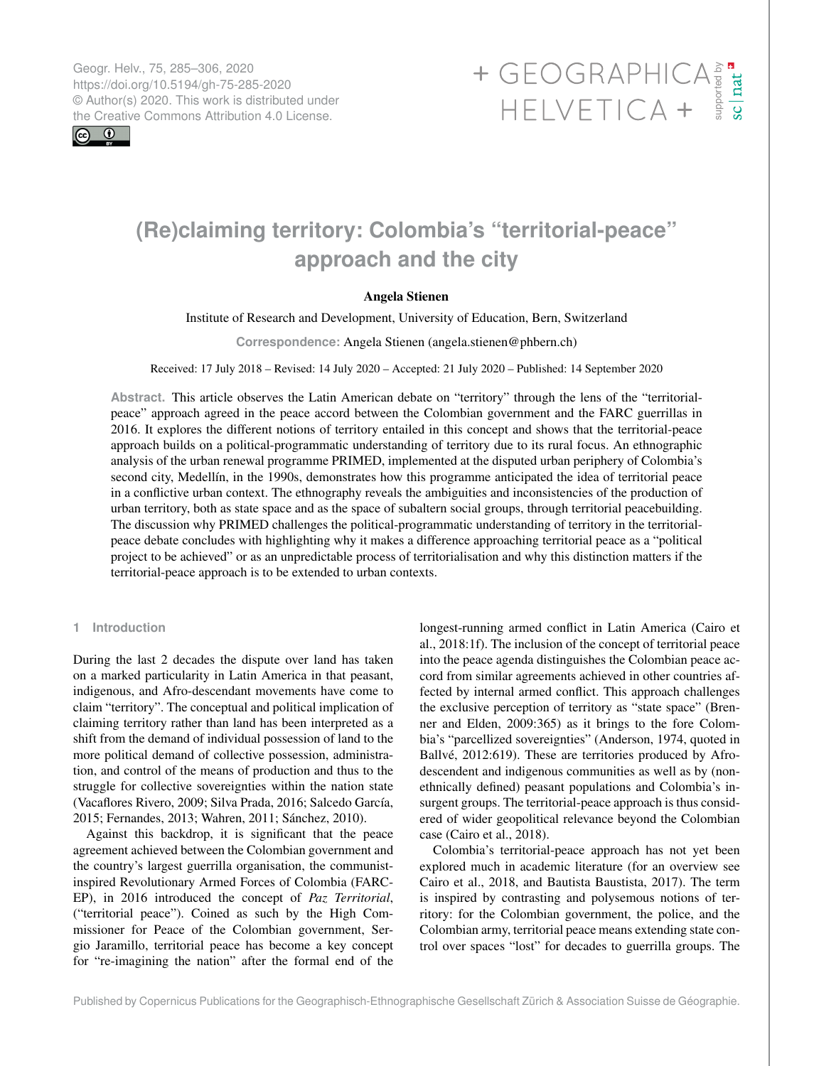# (Re)claiming territory: Colombia's "territorial-peace" approach and the city

**Angela Stienen**

Institute of Research and Development, University of Education, Bern, Switzerland

**Correspondence:** Angela Stienen (angela.stienen@phbern.ch)

Received: 17 July 2018 – Revised: 14 July 2020 – Accepted: 21 July 2020 – Published: 14 September 2020

**Abstract.** This article observes the Latin American debate on "territory" through the lens of the "territorial-peace" approach agreed in the peace accord between the Colombian government and the FARC guerrillas in 2016. It explores the different notions of territory entailed in this concept and shows that the territorial-peace approach builds on a political-programmatic understanding of territory due to its rural focus. An ethnographic analysis of the urban renewal programme PRIMED, implemented at the disputed urban periphery of Colombia's second city, Medellín, in the 1990s, demonstrates how this programme anticipated the idea of territorial peace in a conflictive urban context. The ethnography reveals the ambiguities and inconsistencies of the production of urban territory, both as state space and as the space of subaltern social groups, through territorial peacebuilding. The discussion why PRIMED challenges the political-programmatic understanding of territory in the territorial-peace debate concludes with highlighting why it makes a difference approaching territorial peace as a "political project to be achieved" or as an unpredictable process of territorialisation and why this distinction matters if the territorial-peace approach is to be extended to urban contexts.

## 1 Introduction

During the last 2 decades the dispute over land has taken on a marked particularity in Latin America in that peasant, indigenous, and Afro-descendant movements have come to claim "territory". The conceptual and political implication of claiming territory rather than land has been interpreted as a shift from the demand of individual possession of land to the more political demand of collective possession, administration, and control of the means of production and thus to the struggle for collective sovereignties within the nation state (Vacaflores Rivero, 2009; Silva Prada, 2016; Salcedo García, 2015; Fernandes, 2013; Wahren, 2011; Sánchez, 2010).

Against this backdrop, it is significant that the peace agreement achieved between the Colombian government and the country's largest guerrilla organisation, the communist-inspired Revolutionary Armed Forces of Colombia (FARC-EP), in 2016 introduced the concept of *Paz Territorial*, ("territorial peace"). Coined as such by the High Commissioner for Peace of the Colombian government, Sergio Jaramillo, territorial peace has become a key concept for "re-imagining the nation" after the formal end of the longest-running armed conflict in Latin America (Cairo et al., 2018:1f). The inclusion of the concept of territorial peace into the peace agenda distinguishes the Colombian peace accord from similar agreements achieved in other countries affected by internal armed conflict. This approach challenges the exclusive perception of territory as "state space" (Brenner and Elden, 2009:365) as it brings to the fore Colombia's "parcellized sovereignties" (Anderson, 1974, quoted in Ballvé, 2012:619). These are territories produced by Afro-descendent and indigenous communities as well as by (non-ethnically defined) peasant populations and Colombia's insurgent groups. The territorial-peace approach is thus considered of wider geopolitical relevance beyond the Colombian case (Cairo et al., 2018).

Colombia's territorial-peace approach has not yet been explored much in academic literature (for an overview see Cairo et al., 2018, and Bautista Baustista, 2017). The term is inspired by contrasting and polysemous notions of territory: for the Colombian government, the police, and the Colombian army, territorial peace means extending state control over spaces "lost" for decades to guerrilla groups. The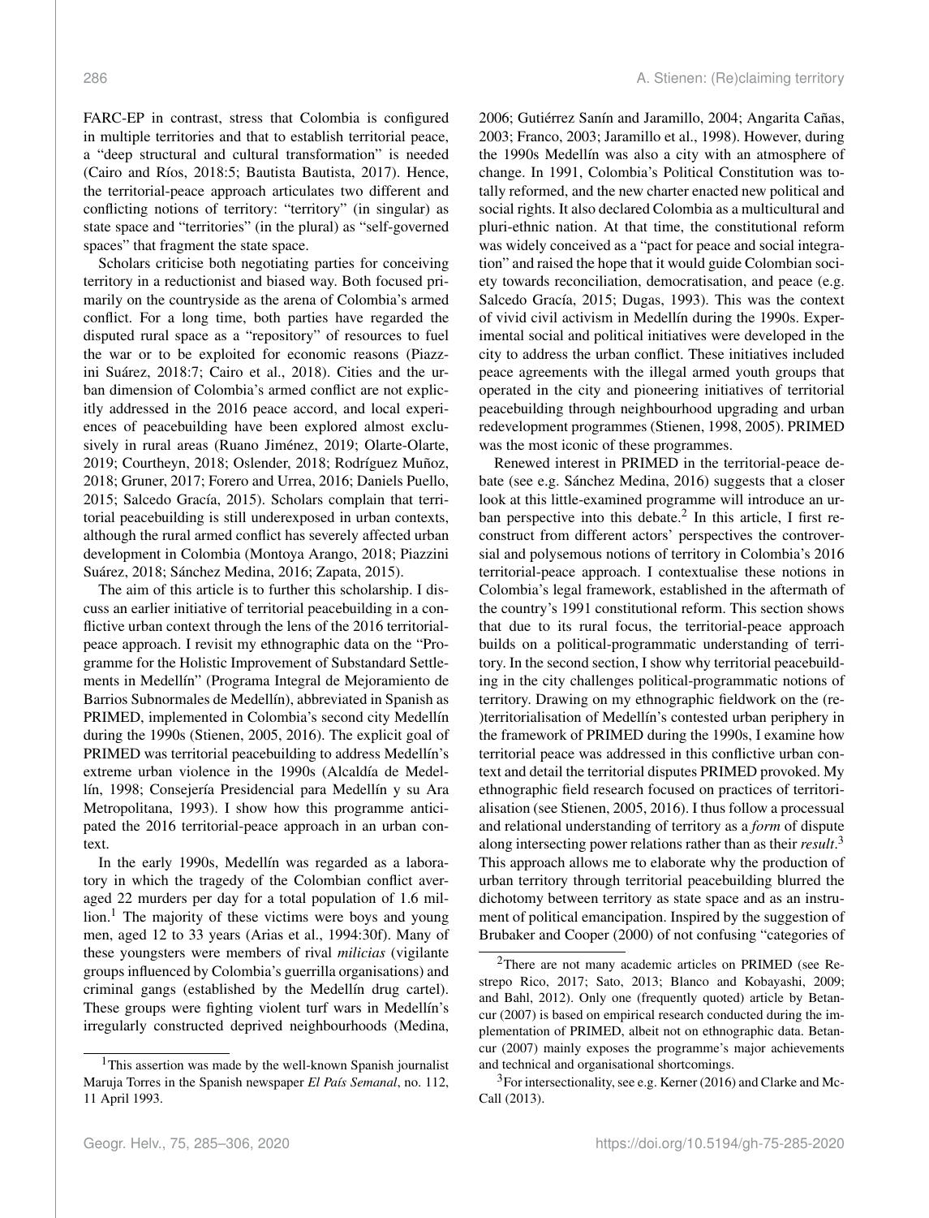FARC-EP in contrast, stress that Colombia is configured in multiple territories and that to establish territorial peace, a "deep structural and cultural transformation" is needed (Cairo and Ríos, 2018:5; Bautista Bautista, 2017). Hence, the territorial-peace approach articulates two different and conflicting notions of territory: "territory" (in singular) as state space and "territories" (in the plural) as "self-governed spaces" that fragment the state space.

Scholars criticise both negotiating parties for conceiving territory in a reductionist and biased way. Both focused primarily on the countryside as the arena of Colombia's armed conflict. For a long time, both parties have regarded the disputed rural space as a "repository" of resources to fuel the war or to be exploited for economic reasons (Piazzini Suárez, 2018:7; Cairo et al., 2018). Cities and the urban dimension of Colombia's armed conflict are not explicitly addressed in the 2016 peace accord, and local experiences of peacebuilding have been explored almost exclusively in rural areas (Ruano Jiménez, 2019; Olarte-Olarte, 2019; Courtheyn, 2018; Oslender, 2018; Rodríguez Muñoz, 2018; Gruner, 2017; Forero and Urrea, 2016; Daniels Puello, 2015; Salcedo Gracía, 2015). Scholars complain that territorial peacebuilding is still underexposed in urban contexts, although the rural armed conflict has severely affected urban development in Colombia (Montoya Arango, 2018; Piazzini Suárez, 2018; Sánchez Medina, 2016; Zapata, 2015).

The aim of this article is to further this scholarship. I discuss an earlier initiative of territorial peacebuilding in a conflictive urban context through the lens of the 2016 territorial-peace approach. I revisit my ethnographic data on the "Programme for the Holistic Improvement of Substandard Settlements in Medellín" (Programa Integral de Mejoramiento de Barrios Subnormales de Medellín), abbreviated in Spanish as PRIMED, implemented in Colombia's second city Medellín during the 1990s (Stienen, 2005, 2016). The explicit goal of PRIMED was territorial peacebuilding to address Medellín's extreme urban violence in the 1990s (Alcaldía de Medellín, 1998; Consejería Presidencial para Medellín y su Ara Metropolitana, 1993). I show how this programme anticipated the 2016 territorial-peace approach in an urban context.

In the early 1990s, Medellín was regarded as a laboratory in which the tragedy of the Colombian conflict averaged 22 murders per day for a total population of 1.6 million.[1] The majority of these victims were boys and young men, aged 12 to 33 years (Arias et al., 1994:30f). Many of these youngsters were members of rival *milicias* (vigilante groups influenced by Colombia's guerrilla organisations) and criminal gangs (established by the Medellín drug cartel). These groups were fighting violent turf wars in Medellín's irregularly constructed deprived neighbourhoods (Medina, 2006; Gutiérrez Sanín and Jaramillo, 2004; Angarita Cañas, 2003; Franco, 2003; Jaramillo et al., 1998). However, during the 1990s Medellín was also a city with an atmosphere of change. In 1991, Colombia's Political Constitution was totally reformed, and the new charter enacted new political and social rights. It also declared Colombia as a multicultural and pluri-ethnic nation. At that time, the constitutional reform was widely conceived as a "pact for peace and social integration" and raised the hope that it would guide Colombian society towards reconciliation, democratisation, and peace (e.g. Salcedo Gracía, 2015; Dugas, 1993). This was the context of vivid civil activism in Medellín during the 1990s. Experimental social and political initiatives were developed in the city to address the urban conflict. These initiatives included peace agreements with the illegal armed youth groups that operated in the city and pioneering initiatives of territorial peacebuilding through neighbourhood upgrading and urban redevelopment programmes (Stienen, 1998, 2005). PRIMED was the most iconic of these programmes.

Renewed interest in PRIMED in the territorial-peace debate (see e.g. Sánchez Medina, 2016) suggests that a closer look at this little-examined programme will introduce an urban perspective into this debate.[2] In this article, I first reconstruct from different actors' perspectives the controversial and polysemous notions of territory in Colombia's 2016 territorial-peace approach. I contextualise these notions in Colombia's legal framework, established in the aftermath of the country's 1991 constitutional reform. This section shows that due to its rural focus, the territorial-peace approach builds on a political-programmatic understanding of territory. In the second section, I show why territorial peacebuilding in the city challenges political-programmatic notions of territory. Drawing on my ethnographic fieldwork on the (re-)territorialisation of Medellín's contested urban periphery in the framework of PRIMED during the 1990s, I examine how territorial peace was addressed in this conflictive urban context and detail the territorial disputes PRIMED provoked. My ethnographic field research focused on practices of territorialisation (see Stienen, 2005, 2016). I thus follow a processual and relational understanding of territory as a *form* of dispute along intersecting power relations rather than as their *result*.[3] This approach allows me to elaborate why the production of urban territory through territorial peacebuilding blurred the dichotomy between territory as state space and as an instrument of political emancipation. Inspired by the suggestion of Brubaker and Cooper (2000) of not confusing "categories of

---

[1] This assertion was made by the well-known Spanish journalist Maruja Torres in the Spanish newspaper *El País Semanal*, no. 112, 11 April 1993.

[2] There are not many academic articles on PRIMED (see Restrepo Rico, 2017; Sato, 2013; Blanco and Kobayashi, 2009; and Bahl, 2012). Only one (frequently quoted) article by Betancur (2007) is based on empirical research conducted during the implementation of PRIMED, albeit not on ethnographic data. Betancur (2007) mainly exposes the programme's major achievements and technical and organisational shortcomings.

[3] For intersectionality, see e.g. Kerner (2016) and Clarke and McCall (2013).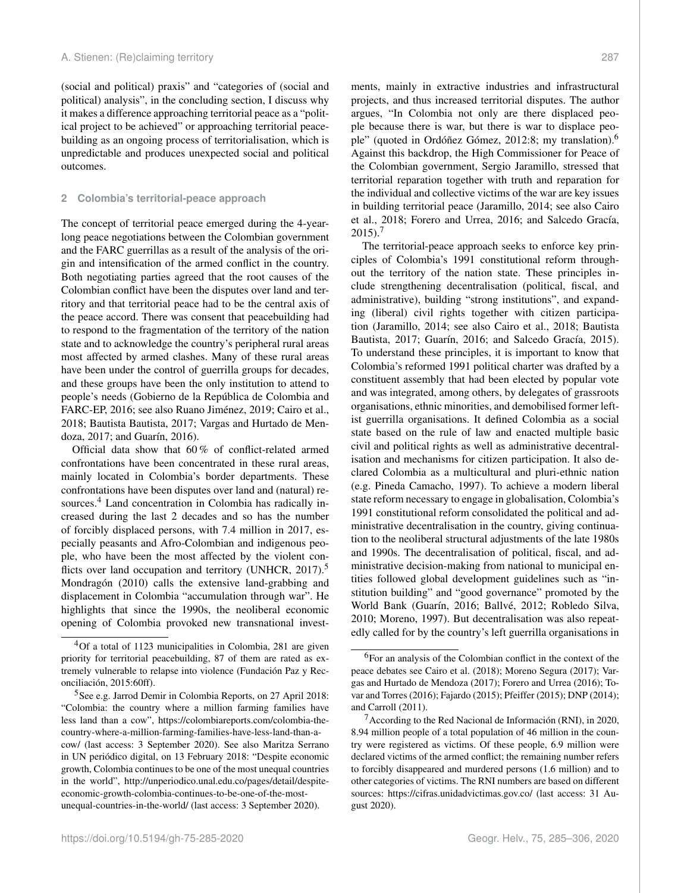(social and political) praxis" and "categories of (social and political) analysis", in the concluding section, I discuss why it makes a difference approaching territorial peace as a "political project to be achieved" or approaching territorial peacebuilding as an ongoing process of territorialisation, which is unpredictable and produces unexpected social and political outcomes.

## 2 Colombia's territorial-peace approach

The concept of territorial peace emerged during the 4-year-long peace negotiations between the Colombian government and the FARC guerrillas as a result of the analysis of the origin and intensification of the armed conflict in the country. Both negotiating parties agreed that the root causes of the Colombian conflict have been the disputes over land and territory and that territorial peace had to be the central axis of the peace accord. There was consent that peacebuilding had to respond to the fragmentation of the territory of the nation state and to acknowledge the country's peripheral rural areas most affected by armed clashes. Many of these rural areas have been under the control of guerrilla groups for decades, and these groups have been the only institution to attend to people's needs (Gobierno de la República de Colombia and FARC-EP, 2016; see also Ruano Jiménez, 2019; Cairo et al., 2018; Bautista Bautista, 2017; Vargas and Hurtado de Mendoza, 2017; and Guarín, 2016).

Official data show that 60 % of conflict-related armed confrontations have been concentrated in these rural areas, mainly located in Colombia's border departments. These confrontations have been disputes over land and (natural) resources.[4] Land concentration in Colombia has radically increased during the last 2 decades and so has the number of forcibly displaced persons, with 7.4 million in 2017, especially peasants and Afro-Colombian and indigenous people, who have been the most affected by the violent conflicts over land occupation and territory (UNHCR, 2017).[5] Mondragón (2010) calls the extensive land-grabbing and displacement in Colombia "accumulation through war". He highlights that since the 1990s, the neoliberal economic opening of Colombia provoked new transnational investments, mainly in extractive industries and infrastructural projects, and thus increased territorial disputes. The author argues, "In Colombia not only are there displaced people because there is war, but there is war to displace people" (quoted in Ordóñez Gómez, 2012:8; my translation).[6] Against this backdrop, the High Commissioner for Peace of the Colombian government, Sergio Jaramillo, stressed that territorial reparation together with truth and reparation for the individual and collective victims of the war are key issues in building territorial peace (Jaramillo, 2014; see also Cairo et al., 2018; Forero and Urrea, 2016; and Salcedo Gracía, 2015).[7]

The territorial-peace approach seeks to enforce key principles of Colombia's 1991 constitutional reform throughout the territory of the nation state. These principles include strengthening decentralisation (political, fiscal, and administrative), building "strong institutions", and expanding (liberal) civil rights together with citizen participation (Jaramillo, 2014; see also Cairo et al., 2018; Bautista Bautista, 2017; Guarín, 2016; and Salcedo Gracía, 2015). To understand these principles, it is important to know that Colombia's reformed 1991 political charter was drafted by a constituent assembly that had been elected by popular vote and was integrated, among others, by delegates of grassroots organisations, ethnic minorities, and demobilised former leftist guerrilla organisations. It defined Colombia as a social state based on the rule of law and enacted multiple basic civil and political rights as well as administrative decentralisation and mechanisms for citizen participation. It also declared Colombia as a multicultural and pluri-ethnic nation (e.g. Pineda Camacho, 1997). To achieve a modern liberal state reform necessary to engage in globalisation, Colombia's 1991 constitutional reform consolidated the political and administrative decentralisation in the country, giving continuation to the neoliberal structural adjustments of the late 1980s and 1990s. The decentralisation of political, fiscal, and administrative decision-making from national to municipal entities followed global development guidelines such as "institution building" and "good governance" promoted by the World Bank (Guarín, 2016; Ballvé, 2012; Robledo Silva, 2010; Moreno, 1997). But decentralisation was also repeatedly called for by the country's left guerrilla organisations in

---

[4] Of a total of 1123 municipalities in Colombia, 281 are given priority for territorial peacebuilding, 87 of them are rated as extremely vulnerable to relapse into violence (Fundación Paz y Reconciliación, 2015:60ff).

[5] See e.g. Jarrod Demir in Colombia Reports, on 27 April 2018: "Colombia: the country where a million farming families have less land than a cow", https://colombiareports.com/colombia-the-country-where-a-million-farming-families-have-less-land-than-a-cow/ (last access: 3 September 2020). See also Maritza Serrano in UN periódico digital, on 13 February 2018: "Despite economic growth, Colombia continues to be one of the most unequal countries in the world", http://unperiodico.unal.edu.co/pages/detail/despite-economic-growth-colombia-continues-to-be-one-of-the-most-unequal-countries-in-the-world/ (last access: 3 September 2020).

[6] For an analysis of the Colombian conflict in the context of the peace debates see Cairo et al. (2018); Moreno Segura (2017); Vargas and Hurtado de Mendoza (2017); Forero and Urrea (2016); Tovar and Torres (2016); Fajardo (2015); Pfeiffer (2015); DNP (2014); and Carroll (2011).

[7] According to the Red Nacional de Información (RNI), in 2020, 8.94 million people of a total population of 46 million in the country were registered as victims. Of these people, 6.9 million were declared victims of the armed conflict; the remaining number refers to forcibly disappeared and murdered persons (1.6 million) and to other categories of victims. The RNI numbers are based on different sources: https://cifras.unidadvictimas.gov.co/ (last access: 31 August 2020).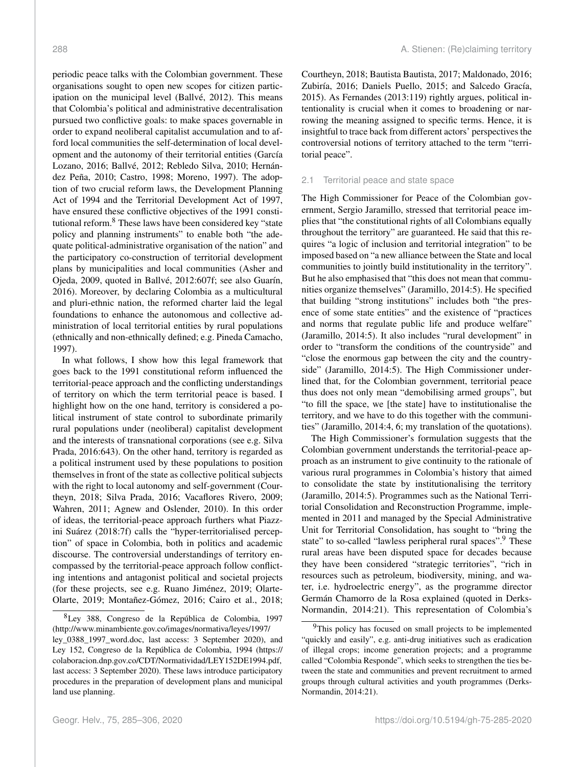periodic peace talks with the Colombian government. These organisations sought to open new scopes for citizen participation on the municipal level (Ballvé, 2012). This means that Colombia's political and administrative decentralisation pursued two conflictive goals: to make spaces governable in order to expand neoliberal capitalist accumulation and to afford local communities the self-determination of local development and the autonomy of their territorial entities (García Lozano, 2016; Ballvé, 2012; Rebledo Silva, 2010; Hernández Peña, 2010; Castro, 1998; Moreno, 1997). The adoption of two crucial reform laws, the Development Planning Act of 1994 and the Territorial Development Act of 1997, have ensured these conflictive objectives of the 1991 constitutional reform.[8] These laws have been considered key "state policy and planning instruments" to enable both "the adequate political-administrative organisation of the nation" and the participatory co-construction of territorial development plans by municipalities and local communities (Asher and Ojeda, 2009, quoted in Ballvé, 2012:607f; see also Guarín, 2016). Moreover, by declaring Colombia as a multicultural and pluri-ethnic nation, the reformed charter laid the legal foundations to enhance the autonomous and collective administration of local territorial entities by rural populations (ethnically and non-ethnically defined; e.g. Pineda Camacho, 1997).

In what follows, I show how this legal framework that goes back to the 1991 constitutional reform influenced the territorial-peace approach and the conflicting understandings of territory on which the term territorial peace is based. I highlight how on the one hand, territory is considered a political instrument of state control to subordinate primarily rural populations under (neoliberal) capitalist development and the interests of transnational corporations (see e.g. Silva Prada, 2016:643). On the other hand, territory is regarded as a political instrument used by these populations to position themselves in front of the state as collective political subjects with the right to local autonomy and self-government (Courtheyn, 2018; Silva Prada, 2016; Vacaflores Rivero, 2009; Wahren, 2011; Agnew and Oslender, 2010). In this order of ideas, the territorial-peace approach furthers what Piazzini Suárez (2018:7f) calls the "hyper-territorialised perception" of space in Colombia, both in politics and academic discourse. The controversial understandings of territory encompassed by the territorial-peace approach follow conflicting intentions and antagonist political and societal projects (for these projects, see e.g. Ruano Jiménez, 2019; Olarte-Olarte, 2019; Montañez-Gómez, 2016; Cairo et al., 2018; Courtheyn, 2018; Bautista Bautista, 2017; Maldonado, 2016; Zubiría, 2016; Daniels Puello, 2015; and Salcedo Gracía, 2015). As Fernandes (2013:119) rightly argues, political intentionality is crucial when it comes to broadening or narrowing the meaning assigned to specific terms. Hence, it is insightful to trace back from different actors' perspectives the controversial notions of territory attached to the term "territorial peace".

### 2.1 Territorial peace and state space

The High Commissioner for Peace of the Colombian government, Sergio Jaramillo, stressed that territorial peace implies that "the constitutional rights of all Colombians equally throughout the territory" are guaranteed. He said that this requires "a logic of inclusion and territorial integration" to be imposed based on "a new alliance between the State and local communities to jointly build institutionality in the territory". But he also emphasised that "this does not mean that communities organize themselves" (Jaramillo, 2014:5). He specified that building "strong institutions" includes both "the presence of some state entities" and the existence of "practices and norms that regulate public life and produce welfare" (Jaramillo, 2014:5). It also includes "rural development" in order to "transform the conditions of the countryside" and "close the enormous gap between the city and the countryside" (Jaramillo, 2014:5). The High Commissioner underlined that, for the Colombian government, territorial peace thus does not only mean "demobilising armed groups", but "to fill the space, we [the state] have to institutionalise the territory, and we have to do this together with the communities" (Jaramillo, 2014:4, 6; my translation of the quotations).

The High Commissioner's formulation suggests that the Colombian government understands the territorial-peace approach as an instrument to give continuity to the rationale of various rural programmes in Colombia's history that aimed to consolidate the state by institutionalising the territory (Jaramillo, 2014:5). Programmes such as the National Territorial Consolidation and Reconstruction Programme, implemented in 2011 and managed by the Special Administrative Unit for Territorial Consolidation, has sought to "bring the state" to so-called "lawless peripheral rural spaces".[9] These rural areas have been disputed space for decades because they have been considered "strategic territories", "rich in resources such as petroleum, biodiversity, mining, and water, i.e. hydroelectric energy", as the programme director Germán Chamorro de la Rosa explained (quoted in Derks-Normandin, 2014:21). This representation of Colombia's

[8] Ley 388, Congreso de la República de Colombia, 1997 (http://www.minambiente.gov.co/images/normativa/leyes/1997/ley_0388_1997_word.doc, last access: 3 September 2020), and Ley 152, Congreso de la República de Colombia, 1994 (https://colaboracion.dnp.gov.co/CDT/Normatividad/LEY152DE1994.pdf, last access: 3 September 2020). These laws introduce participatory procedures in the preparation of development plans and municipal land use planning.

[9] This policy has focused on small projects to be implemented "quickly and easily", e.g. anti-drug initiatives such as eradication of illegal crops; income generation projects; and a programme called "Colombia Responde", which seeks to strengthen the ties between the state and communities and prevent recruitment to armed groups through cultural activities and youth programmes (Derks-Normandin, 2014:21).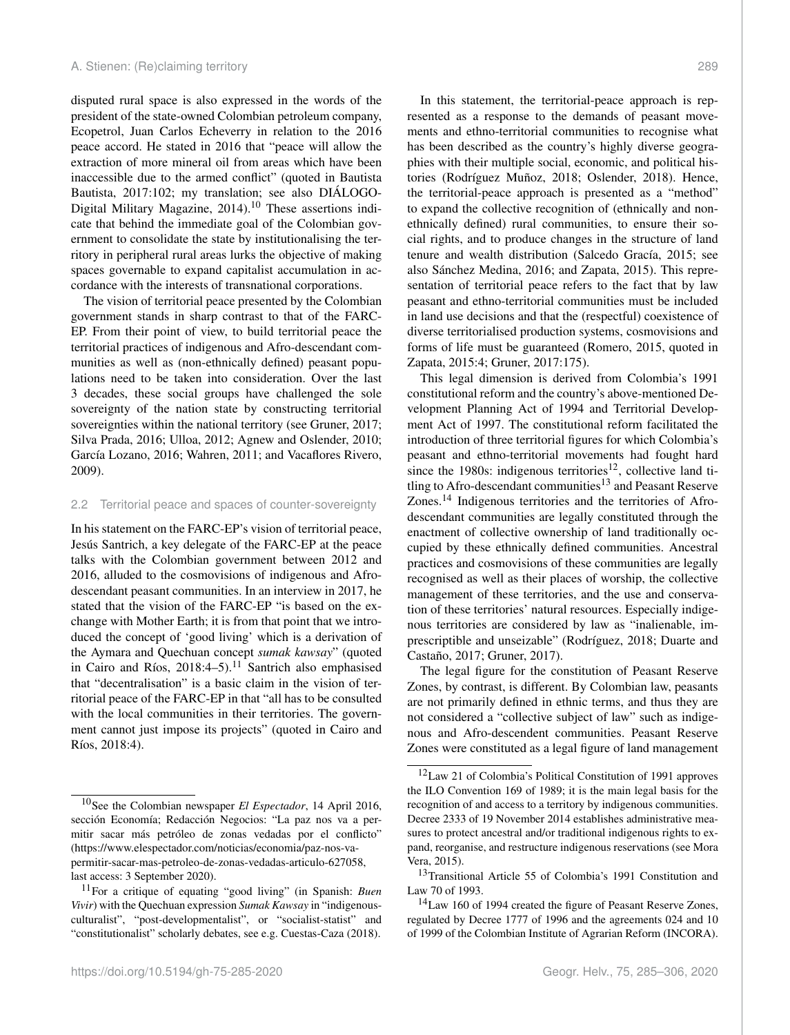disputed rural space is also expressed in the words of the president of the state-owned Colombian petroleum company, Ecopetrol, Juan Carlos Echeverry in relation to the 2016 peace accord. He stated in 2016 that "peace will allow the extraction of more mineral oil from areas which have been inaccessible due to the armed conflict" (quoted in Bautista Bautista, 2017:102; my translation; see also DIÁLOGO-Digital Military Magazine, 2014).[10] These assertions indicate that behind the immediate goal of the Colombian government to consolidate the state by institutionalising the territory in peripheral rural areas lurks the objective of making spaces governable to expand capitalist accumulation in accordance with the interests of transnational corporations.

The vision of territorial peace presented by the Colombian government stands in sharp contrast to that of the FARC-EP. From their point of view, to build territorial peace the territorial practices of indigenous and Afro-descendant communities as well as (non-ethnically defined) peasant populations need to be taken into consideration. Over the last 3 decades, these social groups have challenged the sole sovereignty of the nation state by constructing territorial sovereignties within the national territory (see Gruner, 2017; Silva Prada, 2016; Ulloa, 2012; Agnew and Oslender, 2010; García Lozano, 2016; Wahren, 2011; and Vacaflores Rivero, 2009).

### 2.2 Territorial peace and spaces of counter-sovereignty

In his statement on the FARC-EP's vision of territorial peace, Jesús Santrich, a key delegate of the FARC-EP at the peace talks with the Colombian government between 2012 and 2016, alluded to the cosmovisions of indigenous and Afro-descendant peasant communities. In an interview in 2017, he stated that the vision of the FARC-EP "is based on the exchange with Mother Earth; it is from that point that we introduced the concept of 'good living' which is a derivation of the Aymara and Quechuan concept *sumak kawsay*" (quoted in Cairo and Ríos, 2018:4–5).[11] Santrich also emphasised that "decentralisation" is a basic claim in the vision of territorial peace of the FARC-EP in that "all has to be consulted with the local communities in their territories. The government cannot just impose its projects" (quoted in Cairo and Ríos, 2018:4).

In this statement, the territorial-peace approach is represented as a response to the demands of peasant movements and ethno-territorial communities to recognise what has been described as the country's highly diverse geographies with their multiple social, economic, and political histories (Rodríguez Muñoz, 2018; Oslender, 2018). Hence, the territorial-peace approach is presented as a "method" to expand the collective recognition of (ethnically and non-ethnically defined) rural communities, to ensure their social rights, and to produce changes in the structure of land tenure and wealth distribution (Salcedo Gracía, 2015; see also Sánchez Medina, 2016; and Zapata, 2015). This representation of territorial peace refers to the fact that by law peasant and ethno-territorial communities must be included in land use decisions and that the (respectful) coexistence of diverse territorialised production systems, cosmovisions and forms of life must be guaranteed (Romero, 2015, quoted in Zapata, 2015:4; Gruner, 2017:175).

This legal dimension is derived from Colombia's 1991 constitutional reform and the country's above-mentioned Development Planning Act of 1994 and Territorial Development Act of 1997. The constitutional reform facilitated the introduction of three territorial figures for which Colombia's peasant and ethno-territorial movements had fought hard since the 1980s: indigenous territories[12], collective land titling to Afro-descendant communities[13] and Peasant Reserve Zones.[14] Indigenous territories and the territories of Afro-descendant communities are legally constituted through the enactment of collective ownership of land traditionally occupied by these ethnically defined communities. Ancestral practices and cosmovisions of these communities are legally recognised as well as their places of worship, the collective management of these territories, and the use and conservation of these territories' natural resources. Especially indigenous territories are considered by law as "inalienable, imprescriptible and unseizable" (Rodríguez, 2018; Duarte and Castaño, 2017; Gruner, 2017).

The legal figure for the constitution of Peasant Reserve Zones, by contrast, is different. By Colombian law, peasants are not primarily defined in ethnic terms, and thus they are not considered a "collective subject of law" such as indigenous and Afro-descendent communities. Peasant Reserve Zones were constituted as a legal figure of land management

---

[10] See the Colombian newspaper *El Espectador*, 14 April 2016, sección Economía; Redacción Negocios: "La paz nos va a permitir sacar más petróleo de zonas vedadas por el conflicto" (https://www.elespectador.com/noticias/economia/paz-nos-va-permitir-sacar-mas-petroleo-de-zonas-vedadas-articulo-627058, last access: 3 September 2020).

[11] For a critique of equating "good living" (in Spanish: *Buen Vivir*) with the Quechuan expression *Sumak Kawsay* in "indigenous-culturalist", "post-developmentalist", or "socialist-statist" and "constitutionalist" scholarly debates, see e.g. Cuestas-Caza (2018).

[12] Law 21 of Colombia's Political Constitution of 1991 approves the ILO Convention 169 of 1989; it is the main legal basis for the recognition of and access to a territory by indigenous communities. Decree 2333 of 19 November 2014 establishes administrative measures to protect ancestral and/or traditional indigenous rights to expand, reorganise, and restructure indigenous reservations (see Mora Vera, 2015).

[13] Transitional Article 55 of Colombia's 1991 Constitution and Law 70 of 1993.

[14] Law 160 of 1994 created the figure of Peasant Reserve Zones, regulated by Decree 1777 of 1996 and the agreements 024 and 10 of 1999 of the Colombian Institute of Agrarian Reform (INCORA).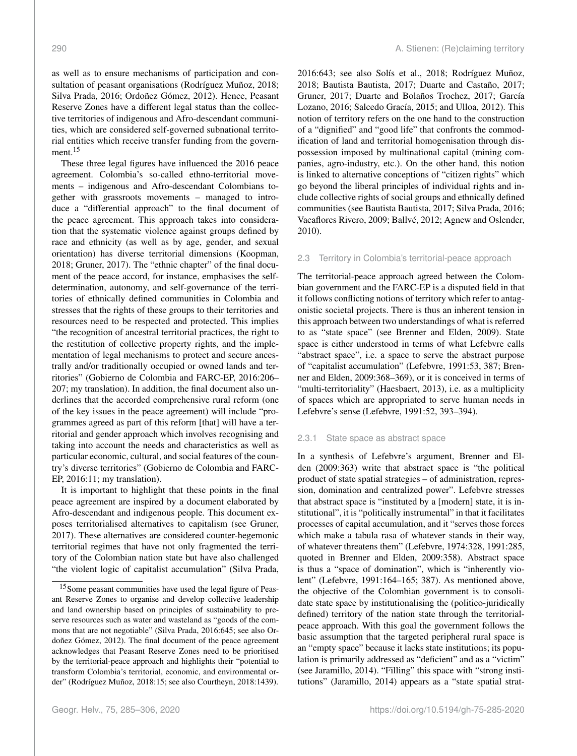as well as to ensure mechanisms of participation and consultation of peasant organisations (Rodríguez Muñoz, 2018; Silva Prada, 2016; Ordoñez Gómez, 2012). Hence, Peasant Reserve Zones have a different legal status than the collective territories of indigenous and Afro-descendant communities, which are considered self-governed subnational territorial entities which receive transfer funding from the government.[15]

These three legal figures have influenced the 2016 peace agreement. Colombia's so-called ethno-territorial movements – indigenous and Afro-descendant Colombians together with grassroots movements – managed to introduce a "differential approach" to the final document of the peace agreement. This approach takes into consideration that the systematic violence against groups defined by race and ethnicity (as well as by age, gender, and sexual orientation) has diverse territorial dimensions (Koopman, 2018; Gruner, 2017). The "ethnic chapter" of the final document of the peace accord, for instance, emphasises the self-determination, autonomy, and self-governance of the territories of ethnically defined communities in Colombia and stresses that the rights of these groups to their territories and resources need to be respected and protected. This implies "the recognition of ancestral territorial practices, the right to the restitution of collective property rights, and the implementation of legal mechanisms to protect and secure ancestrally and/or traditionally occupied or owned lands and territories" (Gobierno de Colombia and FARC-EP, 2016:206–207; my translation). In addition, the final document also underlines that the accorded comprehensive rural reform (one of the key issues in the peace agreement) will include "programmes agreed as part of this reform [that] will have a territorial and gender approach which involves recognising and taking into account the needs and characteristics as well as particular economic, cultural, and social features of the country's diverse territories" (Gobierno de Colombia and FARC-EP, 2016:11; my translation).

It is important to highlight that these points in the final peace agreement are inspired by a document elaborated by Afro-descendant and indigenous people. This document exposes territorialised alternatives to capitalism (see Gruner, 2017). These alternatives are considered counter-hegemonic territorial regimes that have not only fragmented the territory of the Colombian nation state but have also challenged "the violent logic of capitalist accumulation" (Silva Prada, 2016:643; see also Solís et al., 2018; Rodríguez Muñoz, 2018; Bautista Bautista, 2017; Duarte and Castaño, 2017; Gruner, 2017; Duarte and Bolaños Trochez, 2017; García Lozano, 2016; Salcedo Gracía, 2015; and Ulloa, 2012). This notion of territory refers on the one hand to the construction of a "dignified" and "good life" that confronts the commodification of land and territorial homogenisation through dispossession imposed by multinational capital (mining companies, agro-industry, etc.). On the other hand, this notion is linked to alternative conceptions of "citizen rights" which go beyond the liberal principles of individual rights and include collective rights of social groups and ethnically defined communities (see Bautista Bautista, 2017; Silva Prada, 2016; Vacaflores Rivero, 2009; Ballvé, 2012; Agnew and Oslender, 2010).

### 2.3 Territory in Colombia's territorial-peace approach

The territorial-peace approach agreed between the Colombian government and the FARC-EP is a disputed field in that it follows conflicting notions of territory which refer to antagonistic societal projects. There is thus an inherent tension in this approach between two understandings of what is referred to as "state space" (see Brenner and Elden, 2009). State space is either understood in terms of what Lefebvre calls "abstract space", i.e. a space to serve the abstract purpose of "capitalist accumulation" (Lefebvre, 1991:53, 387; Brenner and Elden, 2009:368–369), or it is conceived in terms of "multi-territoriality" (Haesbaert, 2013), i.e. as a multiplicity of spaces which are appropriated to serve human needs in Lefebvre's sense (Lefebvre, 1991:52, 393–394).

#### 2.3.1 State space as abstract space

In a synthesis of Lefebvre's argument, Brenner and Elden (2009:363) write that abstract space is "the political product of state spatial strategies – of administration, repression, domination and centralized power". Lefebvre stresses that abstract space is "instituted by a [modern] state, it is institutional", it is "politically instrumental" in that it facilitates processes of capital accumulation, and it "serves those forces which make a tabula rasa of whatever stands in their way, of whatever threatens them" (Lefebvre, 1974:328, 1991:285, quoted in Brenner and Elden, 2009:358). Abstract space is thus a "space of domination", which is "inherently violent" (Lefebvre, 1991:164–165; 387). As mentioned above, the objective of the Colombian government is to consolidate state space by institutionalising the (politico-juridically defined) territory of the nation state through the territorial-peace approach. With this goal the government follows the basic assumption that the targeted peripheral rural space is an "empty space" because it lacks state institutions; its population is primarily addressed as "deficient" and as a "victim" (see Jaramillo, 2014). "Filling" this space with "strong institutions" (Jaramillo, 2014) appears as a "state spatial strat-

[15] Some peasant communities have used the legal figure of Peasant Reserve Zones to organise and develop collective leadership and land ownership based on principles of sustainability to preserve resources such as water and wasteland as "goods of the commons that are not negotiable" (Silva Prada, 2016:645; see also Ordoñez Gómez, 2012). The final document of the peace agreement acknowledges that Peasant Reserve Zones need to be prioritised by the territorial-peace approach and highlights their "potential to transform Colombia's territorial, economic, and environmental order" (Rodríguez Muñoz, 2018:15; see also Courtheyn, 2018:1439).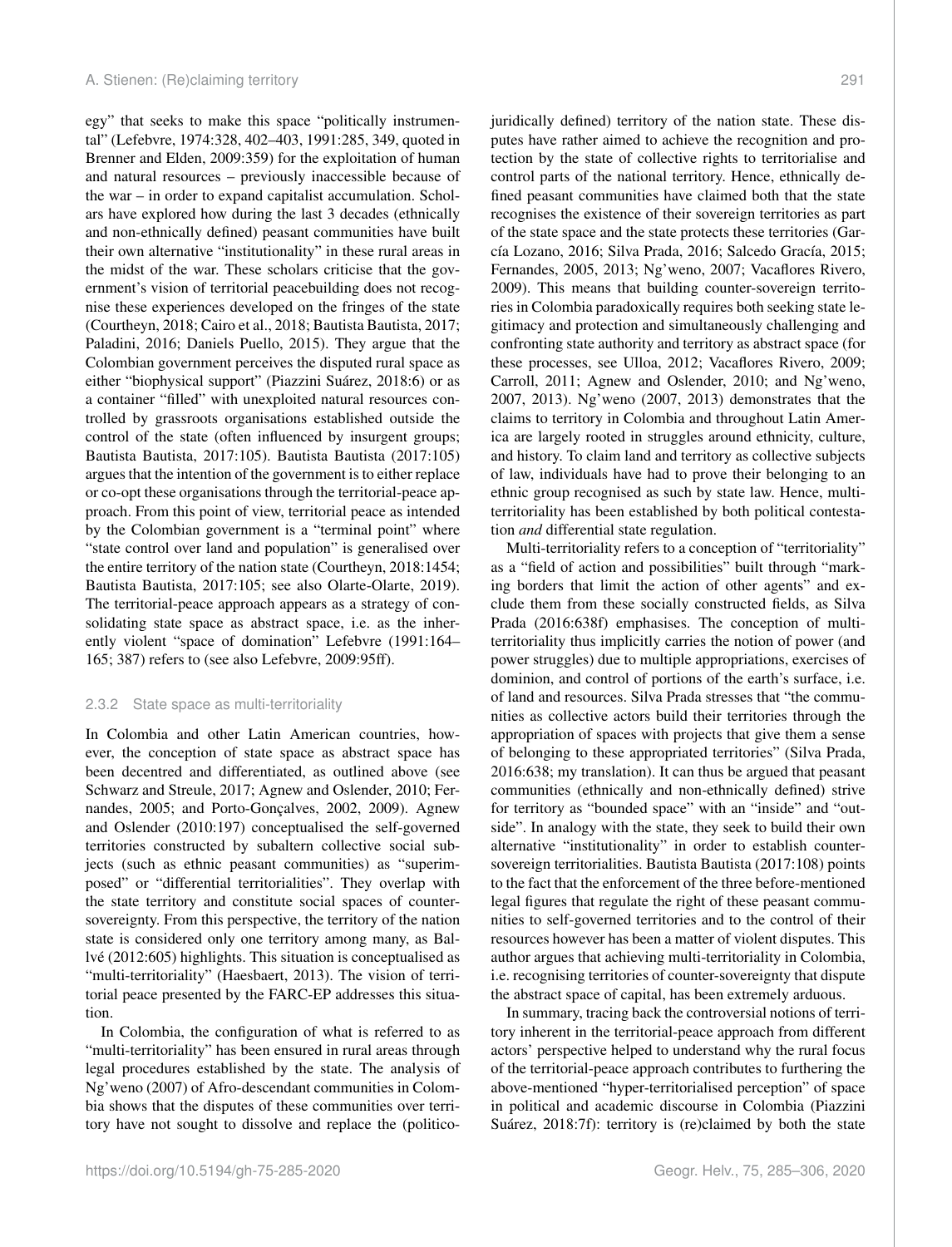egy" that seeks to make this space "politically instrumental" (Lefebvre, 1974:328, 402–403, 1991:285, 349, quoted in Brenner and Elden, 2009:359) for the exploitation of human and natural resources – previously inaccessible because of the war – in order to expand capitalist accumulation. Scholars have explored how during the last 3 decades (ethnically and non-ethnically defined) peasant communities have built their own alternative "institutionality" in these rural areas in the midst of the war. These scholars criticise that the government's vision of territorial peacebuilding does not recognise these experiences developed on the fringes of the state (Courtheyn, 2018; Cairo et al., 2018; Bautista Bautista, 2017; Paladini, 2016; Daniels Puello, 2015). They argue that the Colombian government perceives the disputed rural space as either "biophysical support" (Piazzini Suárez, 2018:6) or as a container "filled" with unexploited natural resources controlled by grassroots organisations established outside the control of the state (often influenced by insurgent groups; Bautista Bautista, 2017:105). Bautista Bautista (2017:105) argues that the intention of the government is to either replace or co-opt these organisations through the territorial-peace approach. From this point of view, territorial peace as intended by the Colombian government is a "terminal point" where "state control over land and population" is generalised over the entire territory of the nation state (Courtheyn, 2018:1454; Bautista Bautista, 2017:105; see also Olarte-Olarte, 2019). The territorial-peace approach appears as a strategy of consolidating state space as abstract space, i.e. as the inherently violent "space of domination" Lefebvre (1991:164–165; 387) refers to (see also Lefebvre, 2009:95ff).

#### 2.3.2 State space as multi-territoriality

In Colombia and other Latin American countries, however, the conception of state space as abstract space has been decentred and differentiated, as outlined above (see Schwarz and Streule, 2017; Agnew and Oslender, 2010; Fernandes, 2005; and Porto-Gonçalves, 2002, 2009). Agnew and Oslender (2010:197) conceptualised the self-governed territories constructed by subaltern collective social subjects (such as ethnic peasant communities) as "superimposed" or "differential territorialities". They overlap with the state territory and constitute social spaces of counter-sovereignty. From this perspective, the territory of the nation state is considered only one territory among many, as Ballvé (2012:605) highlights. This situation is conceptualised as "multi-territoriality" (Haesbaert, 2013). The vision of territorial peace presented by the FARC-EP addresses this situation.

In Colombia, the configuration of what is referred to as "multi-territoriality" has been ensured in rural areas through legal procedures established by the state. The analysis of Ng'weno (2007) of Afro-descendant communities in Colombia shows that the disputes of these communities over territory have not sought to dissolve and replace the (politico-juridically defined) territory of the nation state. These disputes have rather aimed to achieve the recognition and protection by the state of collective rights to territorialise and control parts of the national territory. Hence, ethnically defined peasant communities have claimed both that the state recognises the existence of their sovereign territories as part of the state space and the state protects these territories (García Lozano, 2016; Silva Prada, 2016; Salcedo Gracía, 2015; Fernandes, 2005, 2013; Ng'weno, 2007; Vacaflores Rivero, 2009). This means that building counter-sovereign territories in Colombia paradoxically requires both seeking state legitimacy and protection and simultaneously challenging and confronting state authority and territory as abstract space (for these processes, see Ulloa, 2012; Vacaflores Rivero, 2009; Carroll, 2011; Agnew and Oslender, 2010; and Ng'weno, 2007, 2013). Ng'weno (2007, 2013) demonstrates that the claims to territory in Colombia and throughout Latin America are largely rooted in struggles around ethnicity, culture, and history. To claim land and territory as collective subjects of law, individuals have had to prove their belonging to an ethnic group recognised as such by state law. Hence, multi-territoriality has been established by both political contestation *and* differential state regulation.

Multi-territoriality refers to a conception of "territoriality" as a "field of action and possibilities" built through "marking borders that limit the action of other agents" and exclude them from these socially constructed fields, as Silva Prada (2016:638f) emphasises. The conception of multi-territoriality thus implicitly carries the notion of power (and power struggles) due to multiple appropriations, exercises of dominion, and control of portions of the earth's surface, i.e. of land and resources. Silva Prada stresses that "the communities as collective actors build their territories through the appropriation of spaces with projects that give them a sense of belonging to these appropriated territories" (Silva Prada, 2016:638; my translation). It can thus be argued that peasant communities (ethnically and non-ethnically defined) strive for territory as "bounded space" with an "inside" and "outside". In analogy with the state, they seek to build their own alternative "institutionality" in order to establish counter-sovereign territorialities. Bautista Bautista (2017:108) points to the fact that the enforcement of the three before-mentioned legal figures that regulate the right of these peasant communities to self-governed territories and to the control of their resources however has been a matter of violent disputes. This author argues that achieving multi-territoriality in Colombia, i.e. recognising territories of counter-sovereignty that dispute the abstract space of capital, has been extremely arduous.

In summary, tracing back the controversial notions of territory inherent in the territorial-peace approach from different actors' perspective helped to understand why the rural focus of the territorial-peace approach contributes to furthering the above-mentioned "hyper-territorialised perception" of space in political and academic discourse in Colombia (Piazzini Suárez, 2018:7f): territory is (re)claimed by both the state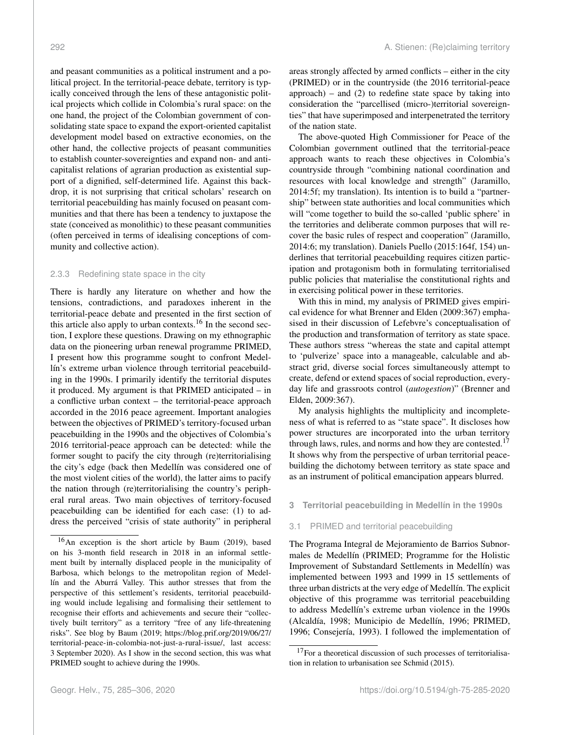and peasant communities as a political instrument and a political project. In the territorial-peace debate, territory is typically conceived through the lens of these antagonistic political projects which collide in Colombia's rural space: on the one hand, the project of the Colombian government of consolidating state space to expand the export-oriented capitalist development model based on extractive economies, on the other hand, the collective projects of peasant communities to establish counter-sovereignties and expand non- and anti-capitalist relations of agrarian production as existential support of a dignified, self-determined life. Against this backdrop, it is not surprising that critical scholars' research on territorial peacebuilding has mainly focused on peasant communities and that there has been a tendency to juxtapose the state (conceived as monolithic) to these peasant communities (often perceived in terms of idealising conceptions of community and collective action).

#### 2.3.3 Redefining state space in the city

There is hardly any literature on whether and how the tensions, contradictions, and paradoxes inherent in the territorial-peace debate and presented in the first section of this article also apply to urban contexts.[16] In the second section, I explore these questions. Drawing on my ethnographic data on the pioneering urban renewal programme PRIMED, I present how this programme sought to confront Medellín's extreme urban violence through territorial peacebuilding in the 1990s. I primarily identify the territorial disputes it produced. My argument is that PRIMED anticipated – in a conflictive urban context – the territorial-peace approach accorded in the 2016 peace agreement. Important analogies between the objectives of PRIMED's territory-focused urban peacebuilding in the 1990s and the objectives of Colombia's 2016 territorial-peace approach can be detected: while the former sought to pacify the city through (re)territorialising the city's edge (back then Medellín was considered one of the most violent cities of the world), the latter aims to pacify the nation through (re)territorialising the country's peripheral rural areas. Two main objectives of territory-focused peacebuilding can be identified for each case: (1) to address the perceived "crisis of state authority" in peripheral areas strongly affected by armed conflicts – either in the city (PRIMED) or in the countryside (the 2016 territorial-peace approach) – and (2) to redefine state space by taking into consideration the "parcellised (micro-)territorial sovereignties" that have superimposed and interpenetrated the territory of the nation state.

The above-quoted High Commissioner for Peace of the Colombian government outlined that the territorial-peace approach wants to reach these objectives in Colombia's countryside through "combining national coordination and resources with local knowledge and strength" (Jaramillo, 2014:5f; my translation). Its intention is to build a "partnership" between state authorities and local communities which will "come together to build the so-called 'public sphere' in the territories and deliberate common purposes that will recover the basic rules of respect and cooperation" (Jaramillo, 2014:6; my translation). Daniels Puello (2015:164f, 154) underlines that territorial peacebuilding requires citizen participation and protagonism both in formulating territorialised public policies that materialise the constitutional rights and in exercising political power in these territories.

With this in mind, my analysis of PRIMED gives empirical evidence for what Brenner and Elden (2009:367) emphasised in their discussion of Lefebvre's conceptualisation of the production and transformation of territory as state space. These authors stress "whereas the state and capital attempt to 'pulverize' space into a manageable, calculable and abstract grid, diverse social forces simultaneously attempt to create, defend or extend spaces of social reproduction, everyday life and grassroots control (*autogestion*)" (Brenner and Elden, 2009:367).

My analysis highlights the multiplicity and incompleteness of what is referred to as "state space". It discloses how power structures are incorporated into the urban territory through laws, rules, and norms and how they are contested.[17] It shows why from the perspective of urban territorial peacebuilding the dichotomy between territory as state space and as an instrument of political emancipation appears blurred.

## 3 Territorial peacebuilding in Medellín in the 1990s

### 3.1 PRIMED and territorial peacebuilding

The Programa Integral de Mejoramiento de Barrios Subnormales de Medellín (PRIMED; Programme for the Holistic Improvement of Substandard Settlements in Medellín) was implemented between 1993 and 1999 in 15 settlements of three urban districts at the very edge of Medellín. The explicit objective of this programme was territorial peacebuilding to address Medellín's extreme urban violence in the 1990s (Alcaldía, 1998; Municipio de Medellín, 1996; PRIMED, 1996; Consejería, 1993). I followed the implementation of

---

[16] An exception is the short article by Baum (2019), based on his 3-month field research in 2018 in an informal settlement built by internally displaced people in the municipality of Barbosa, which belongs to the metropolitan region of Medellín and the Aburrá Valley. This author stresses that from the perspective of this settlement's residents, territorial peacebuilding would include legalising and formalising their settlement to recognise their efforts and achievements and secure their "collectively built territory" as a territory "free of any life-threatening risks". See blog by Baum (2019; https://blog.prif.org/2019/06/27/territorial-peace-in-colombia-not-just-a-rural-issue/, last access: 3 September 2020). As I show in the second section, this was what PRIMED sought to achieve during the 1990s.

[17] For a theoretical discussion of such processes of territorialisation in relation to urbanisation see Schmid (2015).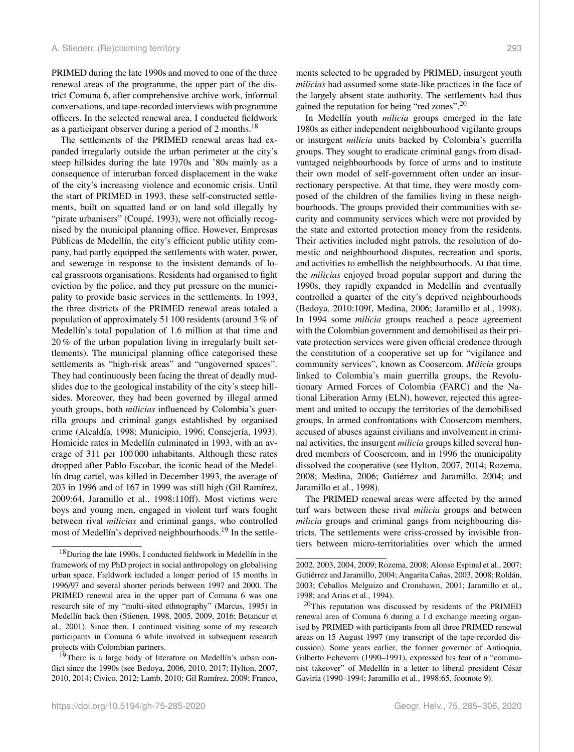PRIMED during the late 1990s and moved to one of the three renewal areas of the programme, the upper part of the district Comuna 6, after comprehensive archive work, informal conversations, and tape-recorded interviews with programme officers. In the selected renewal area, I conducted fieldwork as a participant observer during a period of 2 months.[18]

The settlements of the PRIMED renewal areas had expanded irregularly outside the urban perimeter at the city's steep hillsides during the late 1970s and '80s mainly as a consequence of interurban forced displacement in the wake of the city's increasing violence and economic crisis. Until the start of PRIMED in 1993, these self-constructed settlements, built on squatted land or on land sold illegally by "pirate urbanisers" (Coupé, 1993), were not officially recognised by the municipal planning office. However, Empresas Públicas de Medellín, the city's efficient public utility company, had partly equipped the settlements with water, power, and sewerage in response to the insistent demands of local grassroots organisations. Residents had organised to fight eviction by the police, and they put pressure on the municipality to provide basic services in the settlements. In 1993, the three districts of the PRIMED renewal areas totaled a population of approximately 51 100 residents (around 3 % of Medellín's total population of 1.6 million at that time and 20 % of the urban population living in irregularly built settlements). The municipal planning office categorised these settlements as "high-risk areas" and "ungoverned spaces". They had continuously been facing the threat of deadly mudslides due to the geological instability of the city's steep hillsides. Moreover, they had been governed by illegal armed youth groups, both *milicias* influenced by Colombia's guerrilla groups and criminal gangs established by organised crime (Alcaldía, 1998; Municipio, 1996; Consejería, 1993). Homicide rates in Medellín culminated in 1993, with an average of 311 per 100 000 inhabitants. Although these rates dropped after Pablo Escobar, the iconic head of the Medellín drug cartel, was killed in December 1993, the average of 203 in 1996 and of 167 in 1999 was still high (Gil Ramírez, 2009:64, Jaramillo et al., 1998:110ff). Most victims were boys and young men, engaged in violent turf wars fought between rival *milicias* and criminal gangs, who controlled most of Medellín's deprived neighbourhoods.[19] In the settlements selected to be upgraded by PRIMED, insurgent youth *milicias* had assumed some state-like practices in the face of the largely absent state authority. The settlements had thus gained the reputation for being "red zones".[20]

In Medellín youth *milicia* groups emerged in the late 1980s as either independent neighbourhood vigilante groups or insurgent *milicia* units backed by Colombia's guerrilla groups. They sought to eradicate criminal gangs from disadvantaged neighbourhoods by force of arms and to institute their own model of self-government often under an insurrectionary perspective. At that time, they were mostly composed of the children of the families living in these neighbourhoods. The groups provided their communities with security and community services which were not provided by the state and extorted protection money from the residents. Their activities included night patrols, the resolution of domestic and neighbourhood disputes, recreation and sports, and activities to embellish the neighbourhoods. At that time, the *milicias* enjoyed broad popular support and during the 1990s, they rapidly expanded in Medellín and eventually controlled a quarter of the city's deprived neighbourhoods (Bedoya, 2010:109f, Medina, 2006; Jaramillo et al., 1998). In 1994 some *milicia* groups reached a peace agreement with the Colombian government and demobilised as their private protection services were given official credence through the constitution of a cooperative set up for "vigilance and community services", known as Coosercom. *Milicia* groups linked to Colombia's main guerrilla groups, the Revolutionary Armed Forces of Colombia (FARC) and the National Liberation Army (ELN), however, rejected this agreement and united to occupy the territories of the demobilised groups. In armed confrontations with Coosercom members, accused of abuses against civilians and involvement in criminal activities, the insurgent *milicia* groups killed several hundred members of Coosercom, and in 1996 the municipality dissolved the cooperative (see Hylton, 2007, 2014; Rozema, 2008; Medina, 2006; Gutiérrez and Jaramillo, 2004; and Jaramillo et al., 1998).

The PRIMED renewal areas were affected by the armed turf wars between these rival *milicia* groups and between *milicia* groups and criminal gangs from neighbouring districts. The settlements were criss-crossed by invisible frontiers between micro-territorialities over which the armed

---

[18] During the late 1990s, I conducted fieldwork in Medellín in the framework of my PhD project in social anthropology on globalising urban space. Fieldwork included a longer period of 15 months in 1996/97 and several shorter periods between 1997 and 2000. The PRIMED renewal area in the upper part of Comuna 6 was one research site of my "multi-sited ethnography" (Marcus, 1995) in Medellín back then (Stienen, 1998, 2005, 2009, 2016; Betancur et al., 2001). Since then, I continued visiting some of my research participants in Comuna 6 while involved in subsequent research projects with Colombian partners.

[19] There is a large body of literature on Medellín's urban conflict since the 1990s (see Bedoya, 2006, 2010, 2017; Hylton, 2007, 2010, 2014; Civico, 2012; Lamb, 2010; Gil Ramírez, 2009; Franco, 2002, 2003, 2004, 2009; Rozema, 2008; Alonso Espinal et al., 2007; Gutiérrez and Jaramillo, 2004; Angarita Cañas, 2003, 2008; Roldán, 2003; Ceballos Melguizo and Cronshawn, 2001; Jaramillo et al., 1998; and Arias et al., 1994).

[20] This reputation was discussed by residents of the PRIMED renewal area of Comuna 6 during a 1 d exchange meeting organised by PRIMED with participants from all three PRIMED renewal areas on 15 August 1997 (my transcript of the tape-recorded discussion). Some years earlier, the former governor of Antioquia, Gilberto Echeverri (1990–1991), expressed his fear of a "communist takeover" of Medellín in a letter to liberal president César Gaviria (1990–1994; Jaramillo et al., 1998:65, footnote 9).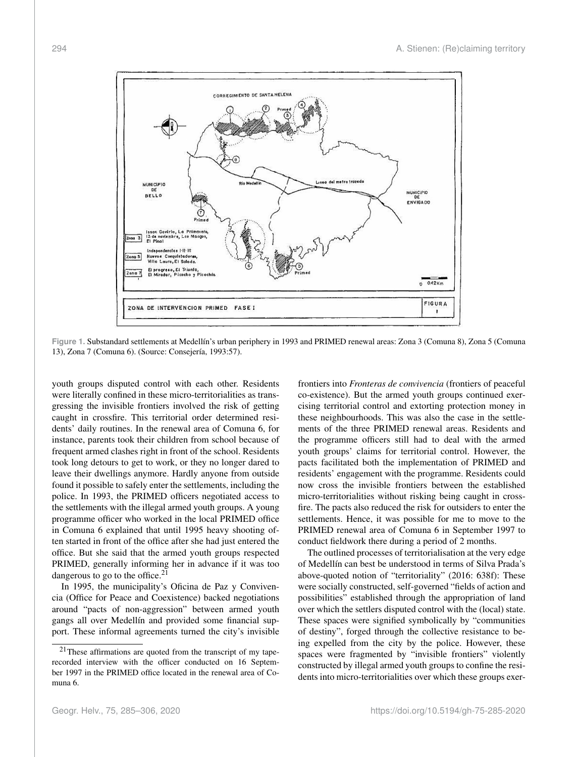Figure 1. Substandard settlements at Medellín's urban periphery in 1993 and PRIMED renewal areas: Zona 3 (Comuna 8), Zona 5 (Comuna 13), Zona 7 (Comuna 6). (Source: Consejería, 1993:57).

youth groups disputed control with each other. Residents were literally confined in these micro-territorialities as transgressing the invisible frontiers involved the risk of getting caught in crossfire. This territorial order determined residents' daily routines. In the renewal area of Comuna 6, for instance, parents took their children from school because of frequent armed clashes right in front of the school. Residents took long detours to get to work, or they no longer dared to leave their dwellings anymore. Hardly anyone from outside found it possible to safely enter the settlements, including the police. In 1993, the PRIMED officers negotiated access to the settlements with the illegal armed youth groups. A young programme officer who worked in the local PRIMED office in Comuna 6 explained that until 1995 heavy shooting often started in front of the office after she had just entered the office. But she said that the armed youth groups respected PRIMED, generally informing her in advance if it was too dangerous to go to the office.[21]

In 1995, the municipality's Oficina de Paz y Convivencia (Office for Peace and Coexistence) backed negotiations around "pacts of non-aggression" between armed youth gangs all over Medellín and provided some financial support. These informal agreements turned the city's invisible frontiers into *Fronteras de convivencia* (frontiers of peaceful co-existence). But the armed youth groups continued exercising territorial control and extorting protection money in these neighbourhoods. This was also the case in the settlements of the three PRIMED renewal areas. Residents and the programme officers still had to deal with the armed youth groups' claims for territorial control. However, the pacts facilitated both the implementation of PRIMED and residents' engagement with the programme. Residents could now cross the invisible frontiers between the established micro-territorialities without risking being caught in crossfire. The pacts also reduced the risk for outsiders to enter the settlements. Hence, it was possible for me to move to the PRIMED renewal area of Comuna 6 in September 1997 to conduct fieldwork there during a period of 2 months.

The outlined processes of territorialisation at the very edge of Medellín can best be understood in terms of Silva Prada's above-quoted notion of "territoriality" (2016: 638f): These were socially constructed, self-governed "fields of action and possibilities" established through the appropriation of land over which the settlers disputed control with the (local) state. These spaces were signified symbolically by "communities of destiny", forged through the collective resistance to being expelled from the city by the police. However, these spaces were fragmented by "invisible frontiers" violently constructed by illegal armed youth groups to confine the residents into micro-territorialities over which these groups exer-

[21] These affirmations are quoted from the transcript of my tape-recorded interview with the officer conducted on 16 September 1997 in the PRIMED office located in the renewal area of Comuna 6.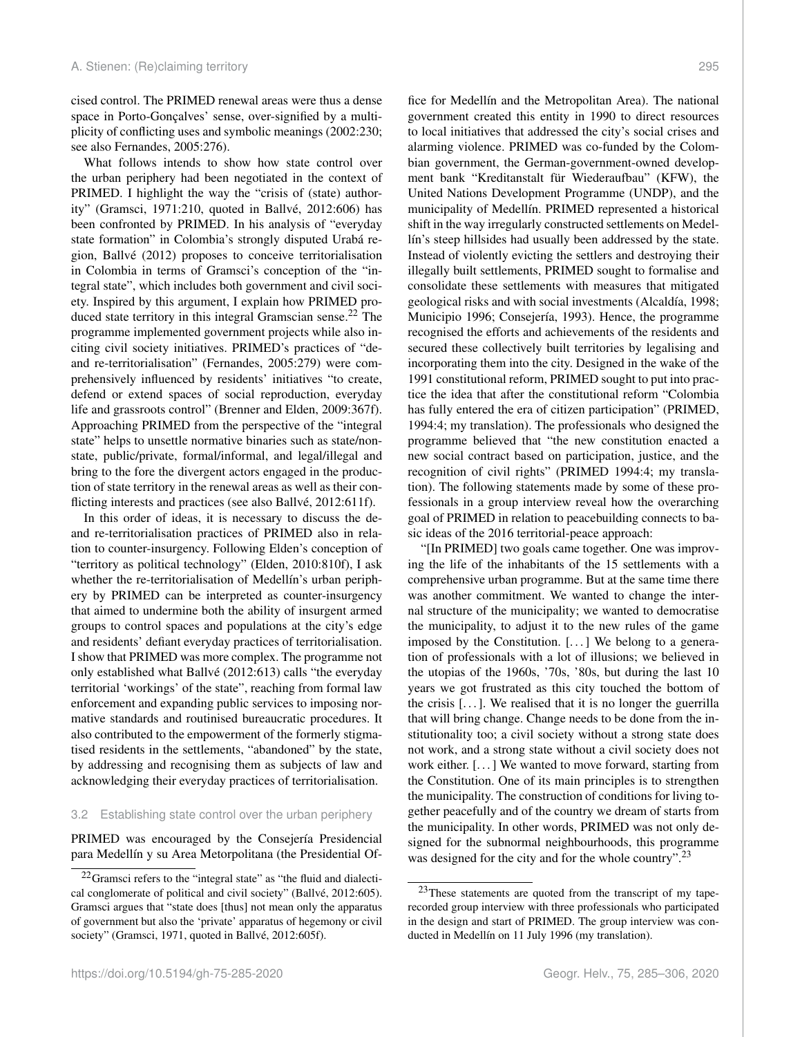cised control. The PRIMED renewal areas were thus a dense space in Porto-Gonçalves' sense, over-signified by a multiplicity of conflicting uses and symbolic meanings (2002:230; see also Fernandes, 2005:276).

What follows intends to show how state control over the urban periphery had been negotiated in the context of PRIMED. I highlight the way the "crisis of (state) authority" (Gramsci, 1971:210, quoted in Ballvé, 2012:606) has been confronted by PRIMED. In his analysis of "everyday state formation" in Colombia's strongly disputed Urabá region, Ballvé (2012) proposes to conceive territorialisation in Colombia in terms of Gramsci's conception of the "integral state", which includes both government and civil society. Inspired by this argument, I explain how PRIMED produced state territory in this integral Gramscian sense.[22] The programme implemented government projects while also inciting civil society initiatives. PRIMED's practices of "de- and re-territorialisation" (Fernandes, 2005:279) were comprehensively influenced by residents' initiatives "to create, defend or extend spaces of social reproduction, everyday life and grassroots control" (Brenner and Elden, 2009:367f). Approaching PRIMED from the perspective of the "integral state" helps to unsettle normative binaries such as state/non-state, public/private, formal/informal, and legal/illegal and bring to the fore the divergent actors engaged in the production of state territory in the renewal areas as well as their conflicting interests and practices (see also Ballvé, 2012:611f).

In this order of ideas, it is necessary to discuss the de- and re-territorialisation practices of PRIMED also in relation to counter-insurgency. Following Elden's conception of "territory as political technology" (Elden, 2010:810f), I ask whether the re-territorialisation of Medellín's urban periphery by PRIMED can be interpreted as counter-insurgency that aimed to undermine both the ability of insurgent armed groups to control spaces and populations at the city's edge and residents' defiant everyday practices of territorialisation. I show that PRIMED was more complex. The programme not only established what Ballvé (2012:613) calls "the everyday territorial 'workings' of the state", reaching from formal law enforcement and expanding public services to imposing normative standards and routinised bureaucratic procedures. It also contributed to the empowerment of the formerly stigmatised residents in the settlements, "abandoned" by the state, by addressing and recognising them as subjects of law and acknowledging their everyday practices of territorialisation.

### 3.2 Establishing state control over the urban periphery

PRIMED was encouraged by the Consejería Presidencial para Medellín y su Area Metorpolitana (the Presidential Office for Medellín and the Metropolitan Area). The national government created this entity in 1990 to direct resources to local initiatives that addressed the city's social crises and alarming violence. PRIMED was co-funded by the Colombian government, the German-government-owned development bank "Kreditanstalt für Wiederaufbau" (KFW), the United Nations Development Programme (UNDP), and the municipality of Medellín. PRIMED represented a historical shift in the way irregularly constructed settlements on Medellín's steep hillsides had usually been addressed by the state. Instead of violently evicting the settlers and destroying their illegally built settlements, PRIMED sought to formalise and consolidate these settlements with measures that mitigated geological risks and with social investments (Alcaldía, 1998; Municipio 1996; Consejería, 1993). Hence, the programme recognised the efforts and achievements of the residents and secured these collectively built territories by legalising and incorporating them into the city. Designed in the wake of the 1991 constitutional reform, PRIMED sought to put into practice the idea that after the constitutional reform "Colombia has fully entered the era of citizen participation" (PRIMED, 1994:4; my translation). The professionals who designed the programme believed that "the new constitution enacted a new social contract based on participation, justice, and the recognition of civil rights" (PRIMED 1994:4; my translation). The following statements made by some of these professionals in a group interview reveal how the overarching goal of PRIMED in relation to peacebuilding connects to basic ideas of the 2016 territorial-peace approach:

"[In PRIMED] two goals came together. One was improving the life of the inhabitants of the 15 settlements with a comprehensive urban programme. But at the same time there was another commitment. We wanted to change the internal structure of the municipality; we wanted to democratise the municipality, to adjust it to the new rules of the game imposed by the Constitution. [...] We belong to a generation of professionals with a lot of illusions; we believed in the utopias of the 1960s, '70s, '80s, but during the last 10 years we got frustrated as this city touched the bottom of the crisis [...]. We realised that it is no longer the guerrilla that will bring change. Change needs to be done from the institutionality too; a civil society without a strong state does not work, and a strong state without a civil society does not work either. [...] We wanted to move forward, starting from the Constitution. One of its main principles is to strengthen the municipality. The construction of conditions for living together peacefully and of the country we dream of starts from the municipality. In other words, PRIMED was not only designed for the subnormal neighbourhoods, this programme was designed for the city and for the whole country".[23]

---

[22] Gramsci refers to the "integral state" as "the fluid and dialectical conglomerate of political and civil society" (Ballvé, 2012:605). Gramsci argues that "state does [thus] not mean only the apparatus of government but also the 'private' apparatus of hegemony or civil society" (Gramsci, 1971, quoted in Ballvé, 2012:605f).

[23] These statements are quoted from the transcript of my tape-recorded group interview with three professionals who participated in the design and start of PRIMED. The group interview was conducted in Medellín on 11 July 1996 (my translation).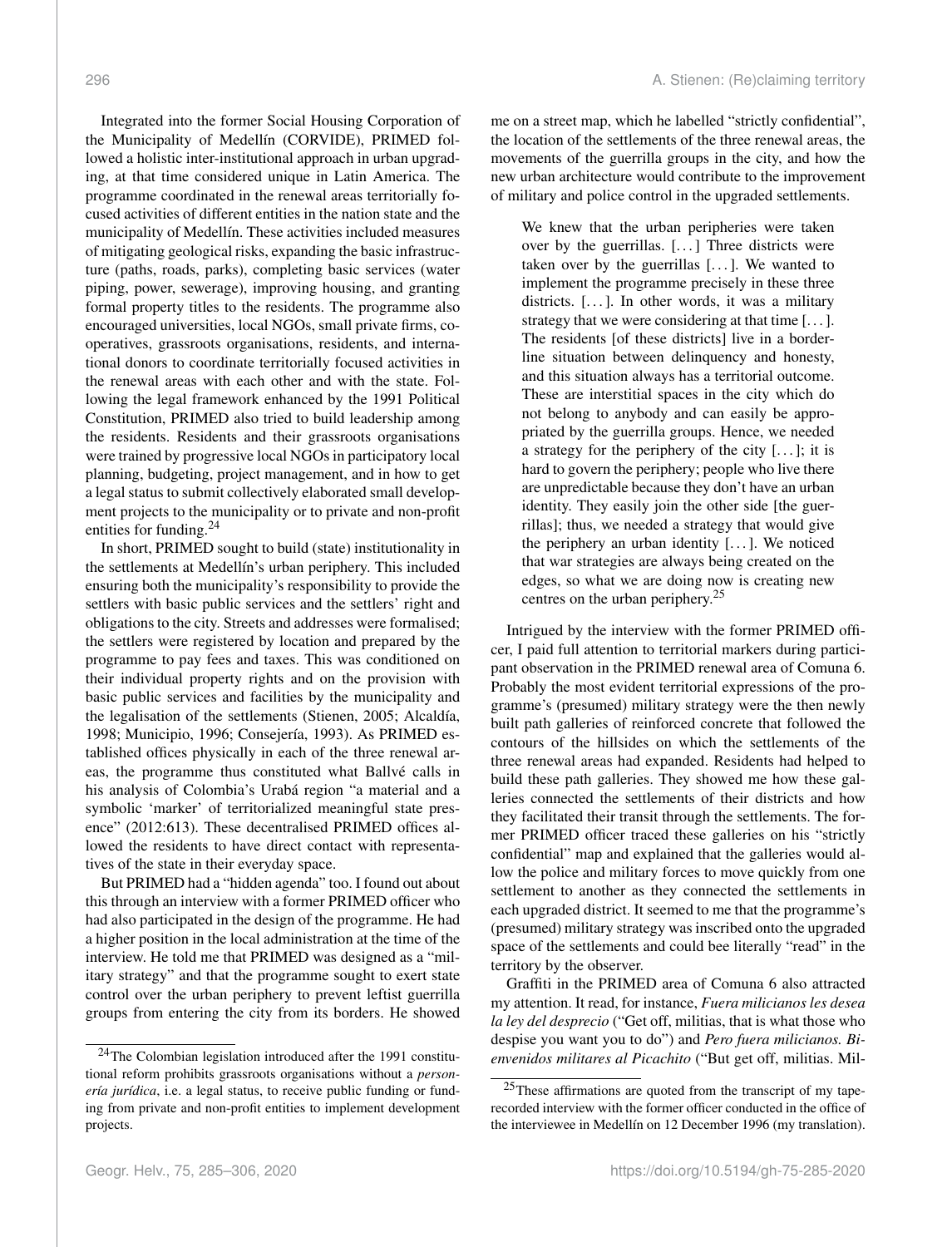Integrated into the former Social Housing Corporation of the Municipality of Medellín (CORVIDE), PRIMED followed a holistic inter-institutional approach in urban upgrading, at that time considered unique in Latin America. The programme coordinated in the renewal areas territorially focused activities of different entities in the nation state and the municipality of Medellín. These activities included measures of mitigating geological risks, expanding the basic infrastructure (paths, roads, parks), completing basic services (water piping, power, sewerage), improving housing, and granting formal property titles to the residents. The programme also encouraged universities, local NGOs, small private firms, cooperatives, grassroots organisations, residents, and international donors to coordinate territorially focused activities in the renewal areas with each other and with the state. Following the legal framework enhanced by the 1991 Political Constitution, PRIMED also tried to build leadership among the residents. Residents and their grassroots organisations were trained by progressive local NGOs in participatory local planning, budgeting, project management, and in how to get a legal status to submit collectively elaborated small development projects to the municipality or to private and non-profit entities for funding.[24]

In short, PRIMED sought to build (state) institutionality in the settlements at Medellín's urban periphery. This included ensuring both the municipality's responsibility to provide the settlers with basic public services and the settlers' right and obligations to the city. Streets and addresses were formalised; the settlers were registered by location and prepared by the programme to pay fees and taxes. This was conditioned on their individual property rights and on the provision with basic public services and facilities by the municipality and the legalisation of the settlements (Stienen, 2005; Alcaldía, 1998; Municipio, 1996; Consejería, 1993). As PRIMED established offices physically in each of the three renewal areas, the programme thus constituted what Ballvé calls in his analysis of Colombia's Urabá region "a material and a symbolic 'marker' of territorialized meaningful state presence" (2012:613). These decentralised PRIMED offices allowed the residents to have direct contact with representatives of the state in their everyday space.

But PRIMED had a "hidden agenda" too. I found out about this through an interview with a former PRIMED officer who had also participated in the design of the programme. He had a higher position in the local administration at the time of the interview. He told me that PRIMED was designed as a "military strategy" and that the programme sought to exert state control over the urban periphery to prevent leftist guerrilla groups from entering the city from its borders. He showed me on a street map, which he labelled "strictly confidential", the location of the settlements of the three renewal areas, the movements of the guerrilla groups in the city, and how the new urban architecture would contribute to the improvement of military and police control in the upgraded settlements.

> We knew that the urban peripheries were taken over by the guerrillas. [...] Three districts were taken over by the guerrillas [...]. We wanted to implement the programme precisely in these three districts. [...]. In other words, it was a military strategy that we were considering at that time [...]. The residents [of these districts] live in a borderline situation between delinquency and honesty, and this situation always has a territorial outcome. These are interstitial spaces in the city which do not belong to anybody and can easily be appropriated by the guerrilla groups. Hence, we needed a strategy for the periphery of the city [...]; it is hard to govern the periphery; people who live there are unpredictable because they don't have an urban identity. They easily join the other side [the guerrillas]; thus, we needed a strategy that would give the periphery an urban identity [...]. We noticed that war strategies are always being created on the edges, so what we are doing now is creating new centres on the urban periphery.[25]

Intrigued by the interview with the former PRIMED officer, I paid full attention to territorial markers during participant observation in the PRIMED renewal area of Comuna 6. Probably the most evident territorial expressions of the programme's (presumed) military strategy were the then newly built path galleries of reinforced concrete that followed the contours of the hillsides on which the settlements of the three renewal areas had expanded. Residents had helped to build these path galleries. They showed me how these galleries connected the settlements of their districts and how they facilitated their transit through the settlements. The former PRIMED officer traced these galleries on his "strictly confidential" map and explained that the galleries would allow the police and military forces to move quickly from one settlement to another as they connected the settlements in each upgraded district. It seemed to me that the programme's (presumed) military strategy was inscribed onto the upgraded space of the settlements and could bee literally "read" in the territory by the observer.

Graffiti in the PRIMED area of Comuna 6 also attracted my attention. It read, for instance, *Fuera milicianos les desea la ley del desprecio* ("Get off, militias, that is what those who despise you want you to do") and *Pero fuera milicianos. Bienvenidos militares al Picachito* ("But get off, militias. Mil-

---

[24] The Colombian legislation introduced after the 1991 constitutional reform prohibits grassroots organisations without a *personería jurídica*, i.e. a legal status, to receive public funding or funding from private and non-profit entities to implement development projects.

[25] These affirmations are quoted from the transcript of my tape-recorded interview with the former officer conducted in the office of the interviewee in Medellín on 12 December 1996 (my translation).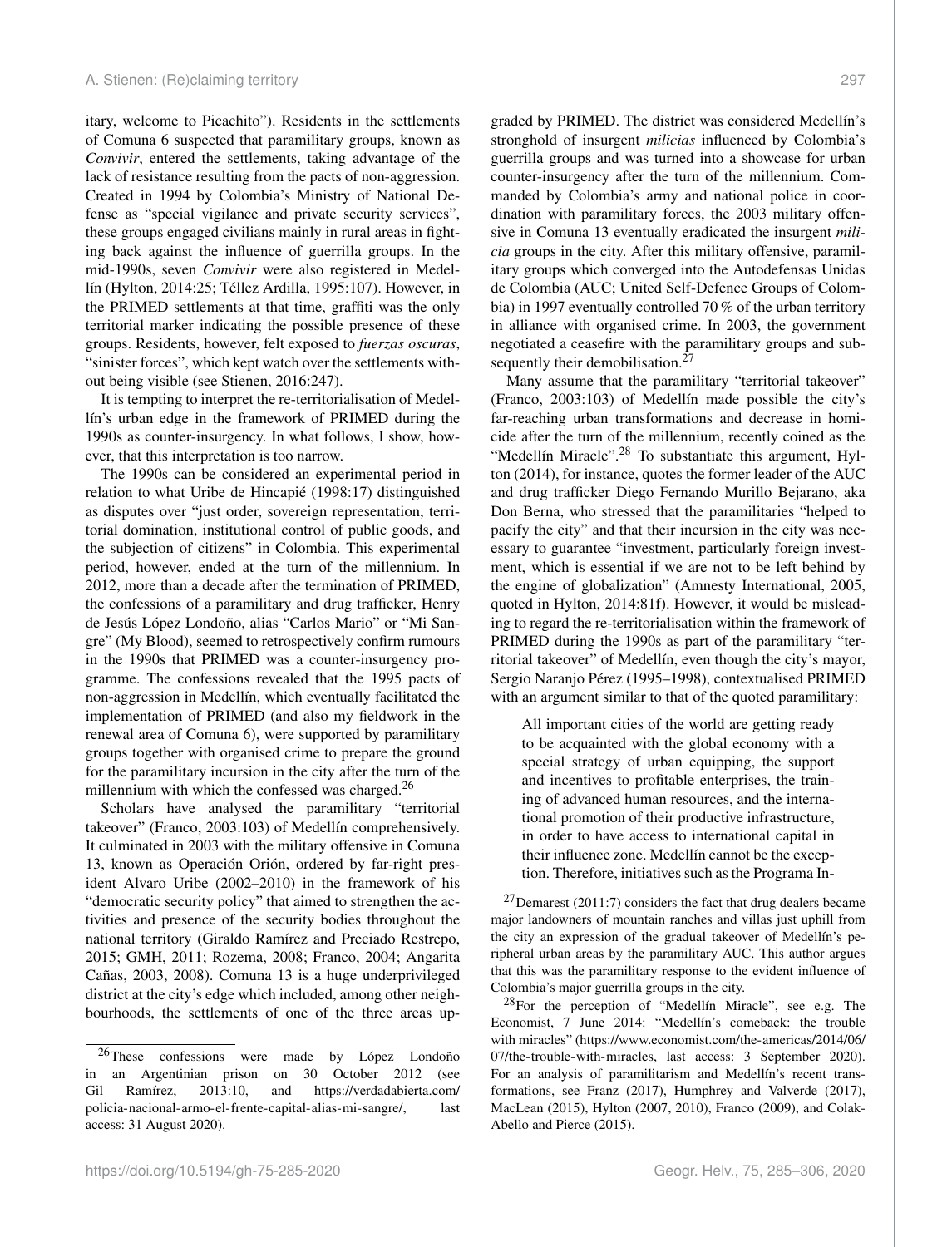itary, welcome to Picachito"). Residents in the settlements of Comuna 6 suspected that paramilitary groups, known as *Convivir*, entered the settlements, taking advantage of the lack of resistance resulting from the pacts of non-aggression. Created in 1994 by Colombia's Ministry of National Defense as "special vigilance and private security services", these groups engaged civilians mainly in rural areas in fighting back against the influence of guerrilla groups. In the mid-1990s, seven *Convivir* were also registered in Medellín (Hylton, 2014:25; Téllez Ardilla, 1995:107). However, in the PRIMED settlements at that time, graffiti was the only territorial marker indicating the possible presence of these groups. Residents, however, felt exposed to *fuerzas oscuras*, "sinister forces", which kept watch over the settlements without being visible (see Stienen, 2016:247).

It is tempting to interpret the re-territorialisation of Medellín's urban edge in the framework of PRIMED during the 1990s as counter-insurgency. In what follows, I show, however, that this interpretation is too narrow.

The 1990s can be considered an experimental period in relation to what Uribe de Hincapié (1998:17) distinguished as disputes over "just order, sovereign representation, territorial domination, institutional control of public goods, and the subjection of citizens" in Colombia. This experimental period, however, ended at the turn of the millennium. In 2012, more than a decade after the termination of PRIMED, the confessions of a paramilitary and drug trafficker, Henry de Jesús López Londoño, alias "Carlos Mario" or "Mi Sangre" (My Blood), seemed to retrospectively confirm rumours in the 1990s that PRIMED was a counter-insurgency programme. The confessions revealed that the 1995 pacts of non-aggression in Medellín, which eventually facilitated the implementation of PRIMED (and also my fieldwork in the renewal area of Comuna 6), were supported by paramilitary groups together with organised crime to prepare the ground for the paramilitary incursion in the city after the turn of the millennium with which the confessed was charged.[26]

Scholars have analysed the paramilitary "territorial takeover" (Franco, 2003:103) of Medellín comprehensively. It culminated in 2003 with the military offensive in Comuna 13, known as Operación Orión, ordered by far-right president Alvaro Uribe (2002–2010) in the framework of his "democratic security policy" that aimed to strengthen the activities and presence of the security bodies throughout the national territory (Giraldo Ramírez and Preciado Restrepo, 2015; GMH, 2011; Rozema, 2008; Franco, 2004; Angarita Cañas, 2003, 2008). Comuna 13 is a huge underprivileged district at the city's edge which included, among other neighbourhoods, the settlements of one of the three areas upgraded by PRIMED. The district was considered Medellín's stronghold of insurgent *milicias* influenced by Colombia's guerrilla groups and was turned into a showcase for urban counter-insurgency after the turn of the millennium. Commanded by Colombia's army and national police in coordination with paramilitary forces, the 2003 military offensive in Comuna 13 eventually eradicated the insurgent *milicia* groups in the city. After this military offensive, paramilitary groups which converged into the Autodefensas Unidas de Colombia (AUC; United Self-Defence Groups of Colombia) in 1997 eventually controlled 70 % of the urban territory in alliance with organised crime. In 2003, the government negotiated a ceasefire with the paramilitary groups and subsequently their demobilisation.[27]

Many assume that the paramilitary "territorial takeover" (Franco, 2003:103) of Medellín made possible the city's far-reaching urban transformations and decrease in homicide after the turn of the millennium, recently coined as the "Medellín Miracle".[28] To substantiate this argument, Hylton (2014), for instance, quotes the former leader of the AUC and drug trafficker Diego Fernando Murillo Bejarano, aka Don Berna, who stressed that the paramilitaries "helped to pacify the city" and that their incursion in the city was necessary to guarantee "investment, particularly foreign investment, which is essential if we are not to be left behind by the engine of globalization" (Amnesty International, 2005, quoted in Hylton, 2014:81f). However, it would be misleading to regard the re-territorialisation within the framework of PRIMED during the 1990s as part of the paramilitary "territorial takeover" of Medellín, even though the city's mayor, Sergio Naranjo Pérez (1995–1998), contextualised PRIMED with an argument similar to that of the quoted paramilitary:

> All important cities of the world are getting ready to be acquainted with the global economy with a special strategy of urban equipping, the support and incentives to profitable enterprises, the training of advanced human resources, and the international promotion of their productive infrastructure, in order to have access to international capital in their influence zone. Medellín cannot be the exception. Therefore, initiatives such as the Programa In-

---

[26] These confessions were made by López Londoño in an Argentinian prison on 30 October 2012 (see Gil Ramírez, 2013:10, and https://verdadabierta.com/policia-nacional-armo-el-frente-capital-alias-mi-sangre/, last access: 31 August 2020).

[27] Demarest (2011:7) considers the fact that drug dealers became major landowners of mountain ranches and villas just uphill from the city an expression of the gradual takeover of Medellín's peripheral urban areas by the paramilitary AUC. This author argues that this was the paramilitary response to the evident influence of Colombia's major guerrilla groups in the city.

[28] For the perception of "Medellín Miracle", see e.g. The Economist, 7 June 2014: "Medellín's comeback: the trouble with miracles" (https://www.economist.com/the-americas/2014/06/07/the-trouble-with-miracles, last access: 3 September 2020). For an analysis of paramilitarism and Medellín's recent transformations, see Franz (2017), Humphrey and Valverde (2017), MacLean (2015), Hylton (2007, 2010), Franco (2009), and Colak-Abello and Pierce (2015).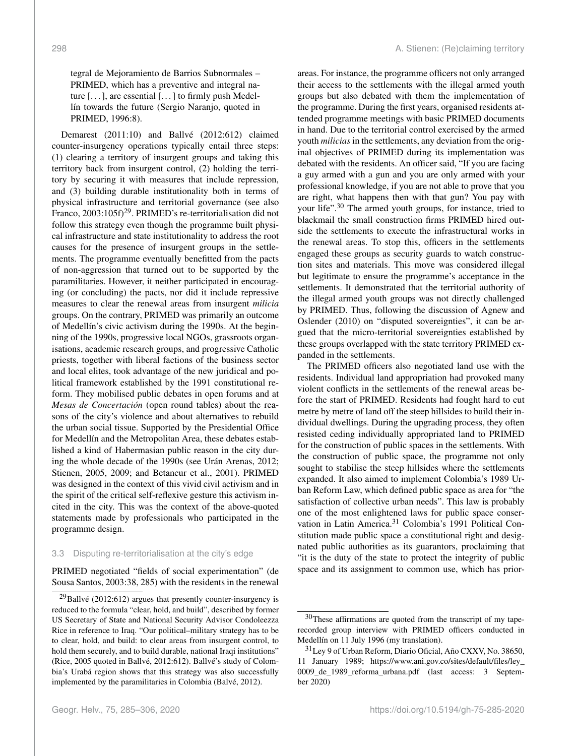tegral de Mejoramiento de Barrios Subnormales – PRIMED, which has a preventive and integral nature [. . . ], are essential [. . . ] to firmly push Medellín towards the future (Sergio Naranjo, quoted in PRIMED, 1996:8).

Demarest (2011:10) and Ballvé (2012:612) claimed counter-insurgency operations typically entail three steps: (1) clearing a territory of insurgent groups and taking this territory back from insurgent control, (2) holding the territory by securing it with measures that include repression, and (3) building durable institutionality both in terms of physical infrastructure and territorial governance (see also Franco, 2003:105f)[29]. PRIMED's re-territorialisation did not follow this strategy even though the programme built physical infrastructure and state institutionality to address the root causes for the presence of insurgent groups in the settlements. The programme eventually benefitted from the pacts of non-aggression that turned out to be supported by the paramilitaries. However, it neither participated in encouraging (or concluding) the pacts, nor did it include repressive measures to clear the renewal areas from insurgent *milicia* groups. On the contrary, PRIMED was primarily an outcome of Medellín's civic activism during the 1990s. At the beginning of the 1990s, progressive local NGOs, grassroots organisations, academic research groups, and progressive Catholic priests, together with liberal factions of the business sector and local elites, took advantage of the new juridical and political framework established by the 1991 constitutional reform. They mobilised public debates in open forums and at *Mesas de Concertación* (open round tables) about the reasons of the city's violence and about alternatives to rebuild the urban social tissue. Supported by the Presidential Office for Medellín and the Metropolitan Area, these debates established a kind of Habermasian public reason in the city during the whole decade of the 1990s (see Urán Arenas, 2012; Stienen, 2005, 2009; and Betancur et al., 2001). PRIMED was designed in the context of this vivid civil activism and in the spirit of the critical self-reflexive gesture this activism incited in the city. This was the context of the above-quoted statements made by professionals who participated in the programme design.

### 3.3 Disputing re-territorialisation at the city's edge

PRIMED negotiated "fields of social experimentation" (de Sousa Santos, 2003:38, 285) with the residents in the renewal areas. For instance, the programme officers not only arranged their access to the settlements with the illegal armed youth groups but also debated with them the implementation of the programme. During the first years, organised residents attended programme meetings with basic PRIMED documents in hand. Due to the territorial control exercised by the armed youth *milicias* in the settlements, any deviation from the original objectives of PRIMED during its implementation was debated with the residents. An officer said, "If you are facing a guy armed with a gun and you are only armed with your professional knowledge, if you are not able to prove that you are right, what happens then with that gun? You pay with your life".[30] The armed youth groups, for instance, tried to blackmail the small construction firms PRIMED hired outside the settlements to execute the infrastructural works in the renewal areas. To stop this, officers in the settlements engaged these groups as security guards to watch construction sites and materials. This move was considered illegal but legitimate to ensure the programme's acceptance in the settlements. It demonstrated that the territorial authority of the illegal armed youth groups was not directly challenged by PRIMED. Thus, following the discussion of Agnew and Oslender (2010) on "disputed sovereignties", it can be argued that the micro-territorial sovereignties established by these groups overlapped with the state territory PRIMED expanded in the settlements.

The PRIMED officers also negotiated land use with the residents. Individual land appropriation had provoked many violent conflicts in the settlements of the renewal areas before the start of PRIMED. Residents had fought hard to cut metre by metre of land off the steep hillsides to build their individual dwellings. During the upgrading process, they often resisted ceding individually appropriated land to PRIMED for the construction of public spaces in the settlements. With the construction of public space, the programme not only sought to stabilise the steep hillsides where the settlements expanded. It also aimed to implement Colombia's 1989 Urban Reform Law, which defined public space as area for "the satisfaction of collective urban needs". This law is probably one of the most enlightened laws for public space conservation in Latin America.[31] Colombia's 1991 Political Constitution made public space a constitutional right and designated public authorities as its guarantors, proclaiming that "it is the duty of the state to protect the integrity of public space and its assignment to common use, which has prior-

[29] Ballvé (2012:612) argues that presently counter-insurgency is reduced to the formula "clear, hold, and build", described by former US Secretary of State and National Security Advisor Condoleezza Rice in reference to Iraq. "Our political–military strategy has to be to clear, hold, and build: to clear areas from insurgent control, to hold them securely, and to build durable, national Iraqi institutions" (Rice, 2005 quoted in Ballvé, 2012:612). Ballvé's study of Colombia's Urabá region shows that this strategy was also successfully implemented by the paramilitaries in Colombia (Balvé, 2012).

[30] These affirmations are quoted from the transcript of my tape-recorded group interview with PRIMED officers conducted in Medellín on 11 July 1996 (my translation).

[31] Ley 9 of Urban Reform, Diario Oficial, Año CXXV, No. 38650, 11 January 1989; https://www.ani.gov.co/sites/default/files/ley_0009_de_1989_reforma_urbana.pdf (last access: 3 September 2020)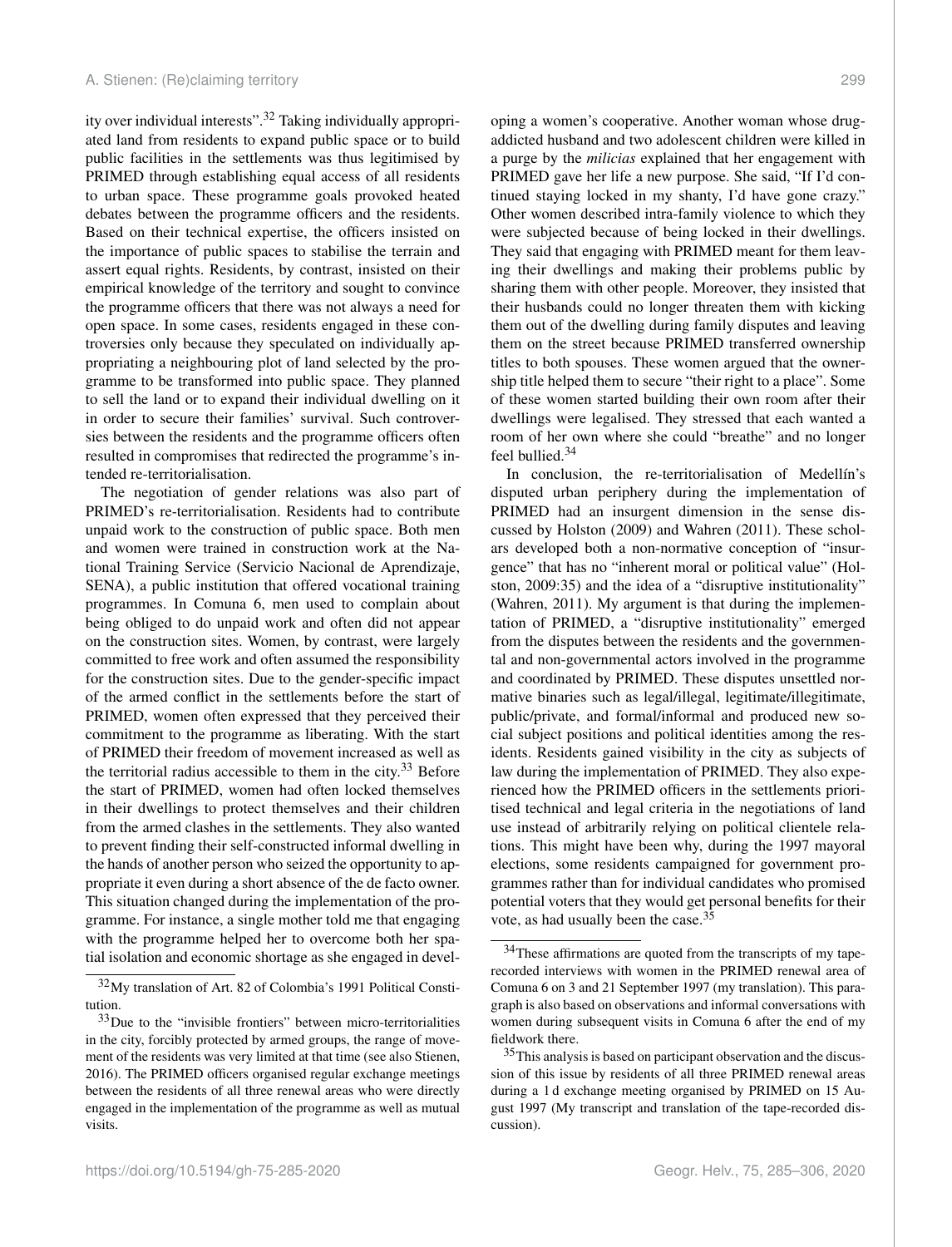ity over individual interests".[32] Taking individually appropriated land from residents to expand public space or to build public facilities in the settlements was thus legitimised by PRIMED through establishing equal access of all residents to urban space. These programme goals provoked heated debates between the programme officers and the residents. Based on their technical expertise, the officers insisted on the importance of public spaces to stabilise the terrain and assert equal rights. Residents, by contrast, insisted on their empirical knowledge of the territory and sought to convince the programme officers that there was not always a need for open space. In some cases, residents engaged in these controversies only because they speculated on individually appropriating a neighbouring plot of land selected by the programme to be transformed into public space. They planned to sell the land or to expand their individual dwelling on it in order to secure their families' survival. Such controversies between the residents and the programme officers often resulted in compromises that redirected the programme's intended re-territorialisation.

The negotiation of gender relations was also part of PRIMED's re-territorialisation. Residents had to contribute unpaid work to the construction of public space. Both men and women were trained in construction work at the National Training Service (Servicio Nacional de Aprendizaje, SENA), a public institution that offered vocational training programmes. In Comuna 6, men used to complain about being obliged to do unpaid work and often did not appear on the construction sites. Women, by contrast, were largely committed to free work and often assumed the responsibility for the construction sites. Due to the gender-specific impact of the armed conflict in the settlements before the start of PRIMED, women often expressed that they perceived their commitment to the programme as liberating. With the start of PRIMED their freedom of movement increased as well as the territorial radius accessible to them in the city.[33] Before the start of PRIMED, women had often locked themselves in their dwellings to protect themselves and their children from the armed clashes in the settlements. They also wanted to prevent finding their self-constructed informal dwelling in the hands of another person who seized the opportunity to appropriate it even during a short absence of the de facto owner. This situation changed during the implementation of the programme. For instance, a single mother told me that engaging with the programme helped her to overcome both her spatial isolation and economic shortage as she engaged in developing a women's cooperative. Another woman whose drug-addicted husband and two adolescent children were killed in a purge by the *milicias* explained that her engagement with PRIMED gave her life a new purpose. She said, "If I'd continued staying locked in my shanty, I'd have gone crazy." Other women described intra-family violence to which they were subjected because of being locked in their dwellings. They said that engaging with PRIMED meant for them leaving their dwellings and making their problems public by sharing them with other people. Moreover, they insisted that their husbands could no longer threaten them with kicking them out of the dwelling during family disputes and leaving them on the street because PRIMED transferred ownership titles to both spouses. These women argued that the ownership title helped them to secure "their right to a place". Some of these women started building their own room after their dwellings were legalised. They stressed that each wanted a room of her own where she could "breathe" and no longer feel bullied.[34]

In conclusion, the re-territorialisation of Medellín's disputed urban periphery during the implementation of PRIMED had an insurgent dimension in the sense discussed by Holston (2009) and Wahren (2011). These scholars developed both a non-normative conception of "insurgence" that has no "inherent moral or political value" (Holston, 2009:35) and the idea of a "disruptive institutionality" (Wahren, 2011). My argument is that during the implementation of PRIMED, a "disruptive institutionality" emerged from the disputes between the residents and the governmental and non-governmental actors involved in the programme and coordinated by PRIMED. These disputes unsettled normative binaries such as legal/illegal, legitimate/illegitimate, public/private, and formal/informal and produced new social subject positions and political identities among the residents. Residents gained visibility in the city as subjects of law during the implementation of PRIMED. They also experienced how the PRIMED officers in the settlements prioritised technical and legal criteria in the negotiations of land use instead of arbitrarily relying on political clientele relations. This might have been why, during the 1997 mayoral elections, some residents campaigned for government programmes rather than for individual candidates who promised potential voters that they would get personal benefits for their vote, as had usually been the case.[35]

---

[32] My translation of Art. 82 of Colombia's 1991 Political Constitution.

[33] Due to the "invisible frontiers" between micro-territorialities in the city, forcibly protected by armed groups, the range of movement of the residents was very limited at that time (see also Stienen, 2016). The PRIMED officers organised regular exchange meetings between the residents of all three renewal areas who were directly engaged in the implementation of the programme as well as mutual visits.

[34] These affirmations are quoted from the transcripts of my tape-recorded interviews with women in the PRIMED renewal area of Comuna 6 on 3 and 21 September 1997 (my translation). This paragraph is also based on observations and informal conversations with women during subsequent visits in Comuna 6 after the end of my fieldwork there.

[35] This analysis is based on participant observation and the discussion of this issue by residents of all three PRIMED renewal areas during a 1 d exchange meeting organised by PRIMED on 15 August 1997 (My transcript and translation of the tape-recorded discussion).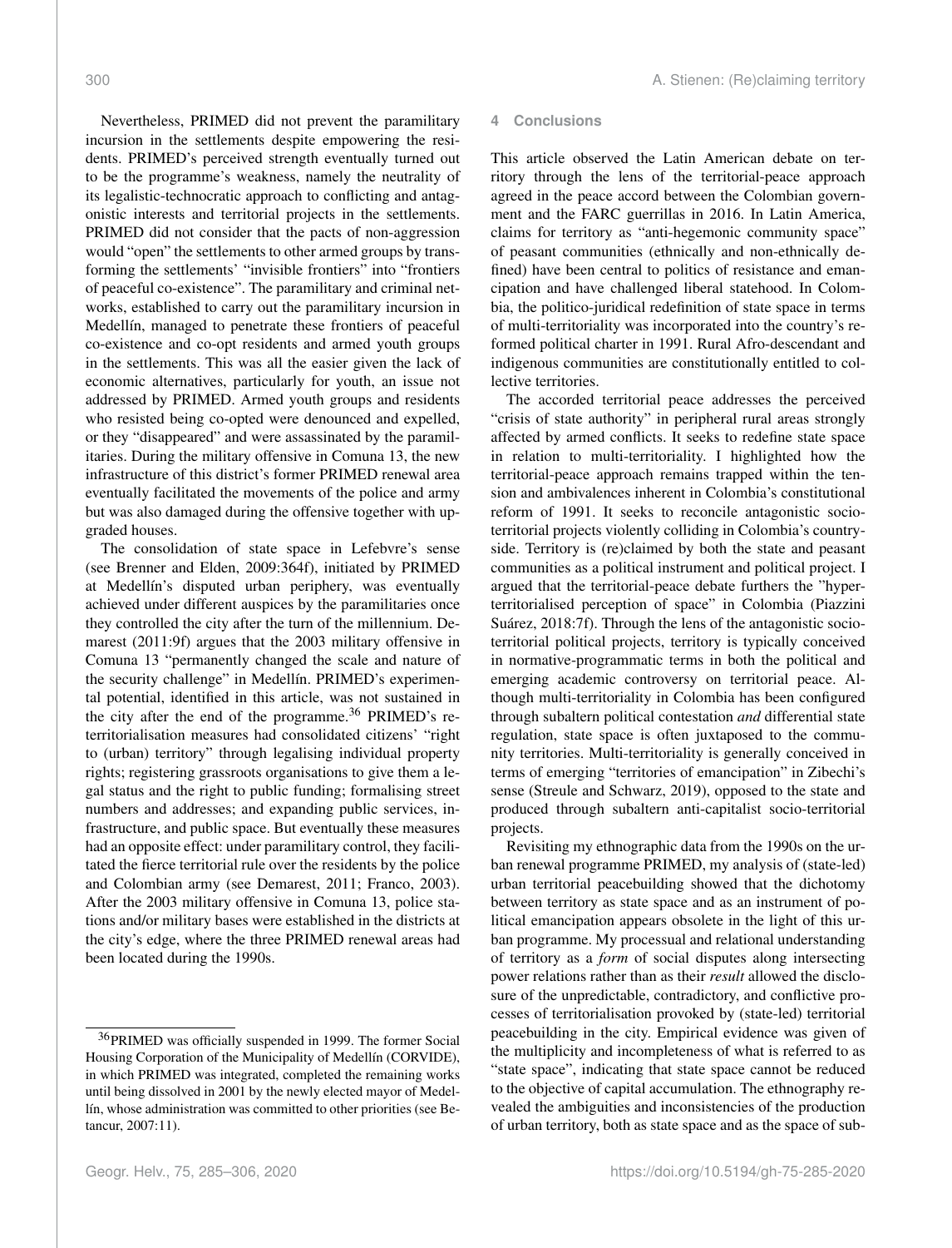Nevertheless, PRIMED did not prevent the paramilitary incursion in the settlements despite empowering the residents. PRIMED's perceived strength eventually turned out to be the programme's weakness, namely the neutrality of its legalistic-technocratic approach to conflicting and antagonistic interests and territorial projects in the settlements. PRIMED did not consider that the pacts of non-aggression would "open" the settlements to other armed groups by transforming the settlements' "invisible frontiers" into "frontiers of peaceful co-existence". The paramilitary and criminal networks, established to carry out the paramilitary incursion in Medellín, managed to penetrate these frontiers of peaceful co-existence and co-opt residents and armed youth groups in the settlements. This was all the easier given the lack of economic alternatives, particularly for youth, an issue not addressed by PRIMED. Armed youth groups and residents who resisted being co-opted were denounced and expelled, or they "disappeared" and were assassinated by the paramilitaries. During the military offensive in Comuna 13, the new infrastructure of this district's former PRIMED renewal area eventually facilitated the movements of the police and army but was also damaged during the offensive together with upgraded houses.

The consolidation of state space in Lefebvre's sense (see Brenner and Elden, 2009:364f), initiated by PRIMED at Medellín's disputed urban periphery, was eventually achieved under different auspices by the paramilitaries once they controlled the city after the turn of the millennium. Demarest (2011:9f) argues that the 2003 military offensive in Comuna 13 "permanently changed the scale and nature of the security challenge" in Medellín. PRIMED's experimental potential, identified in this article, was not sustained in the city after the end of the programme.[36] PRIMED's reterritorialisation measures had consolidated citizens' "right to (urban) territory" through legalising individual property rights; registering grassroots organisations to give them a legal status and the right to public funding; formalising street numbers and addresses; and expanding public services, infrastructure, and public space. But eventually these measures had an opposite effect: under paramilitary control, they facilitated the fierce territorial rule over the residents by the police and Colombian army (see Demarest, 2011; Franco, 2003). After the 2003 military offensive in Comuna 13, police stations and/or military bases were established in the districts at the city's edge, where the three PRIMED renewal areas had been located during the 1990s.

[36]PRIMED was officially suspended in 1999. The former Social Housing Corporation of the Municipality of Medellín (CORVIDE), in which PRIMED was integrated, completed the remaining works until being dissolved in 2001 by the newly elected mayor of Medellín, whose administration was committed to other priorities (see Betancur, 2007:11).

## 4 Conclusions

This article observed the Latin American debate on territory through the lens of the territorial-peace approach agreed in the peace accord between the Colombian government and the FARC guerrillas in 2016. In Latin America, claims for territory as "anti-hegemonic community space" of peasant communities (ethnically and non-ethnically defined) have been central to politics of resistance and emancipation and have challenged liberal statehood. In Colombia, the politico-juridical redefinition of state space in terms of multi-territoriality was incorporated into the country's reformed political charter in 1991. Rural Afro-descendant and indigenous communities are constitutionally entitled to collective territories.

The accorded territorial peace addresses the perceived "crisis of state authority" in peripheral rural areas strongly affected by armed conflicts. It seeks to redefine state space in relation to multi-territoriality. I highlighted how the territorial-peace approach remains trapped within the tension and ambivalences inherent in Colombia's constitutional reform of 1991. It seeks to reconcile antagonistic socio-territorial projects violently colliding in Colombia's countryside. Territory is (re)claimed by both the state and peasant communities as a political instrument and political project. I argued that the territorial-peace debate furthers the "hyper-territorialised perception of space" in Colombia (Piazzini Suárez, 2018:7f). Through the lens of the antagonistic socio-territorial political projects, territory is typically conceived in normative-programmatic terms in both the political and emerging academic controversy on territorial peace. Although multi-territoriality in Colombia has been configured through subaltern political contestation *and* differential state regulation, state space is often juxtaposed to the community territories. Multi-territoriality is generally conceived in terms of emerging "territories of emancipation" in Zibechi's sense (Streule and Schwarz, 2019), opposed to the state and produced through subaltern anti-capitalist socio-territorial projects.

Revisiting my ethnographic data from the 1990s on the urban renewal programme PRIMED, my analysis of (state-led) urban territorial peacebuilding showed that the dichotomy between territory as state space and as an instrument of political emancipation appears obsolete in the light of this urban programme. My processual and relational understanding of territory as a *form* of social disputes along intersecting power relations rather than as their *result* allowed the disclosure of the unpredictable, contradictory, and conflictive processes of territorialisation provoked by (state-led) territorial peacebuilding in the city. Empirical evidence was given of the multiplicity and incompleteness of what is referred to as "state space", indicating that state space cannot be reduced to the objective of capital accumulation. The ethnography revealed the ambiguities and inconsistencies of the production of urban territory, both as state space and as the space of sub-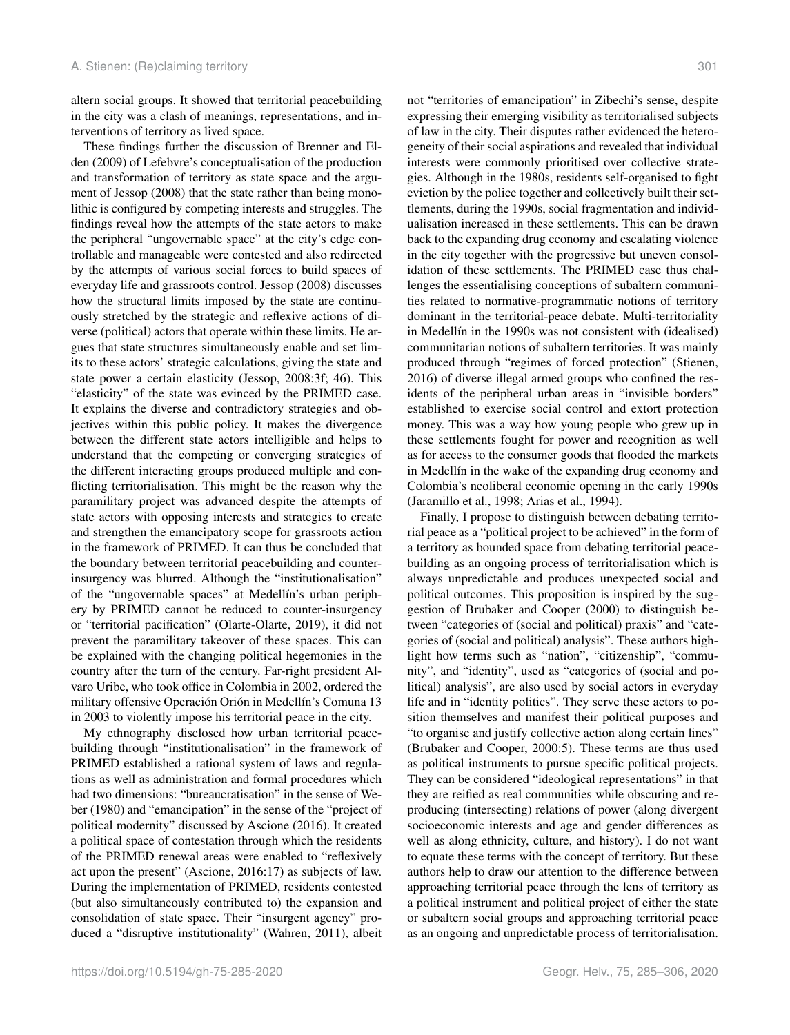altern social groups. It showed that territorial peacebuilding in the city was a clash of meanings, representations, and interventions of territory as lived space.

These findings further the discussion of Brenner and Elden (2009) of Lefebvre's conceptualisation of the production and transformation of territory as state space and the argument of Jessop (2008) that the state rather than being monolithic is configured by competing interests and struggles. The findings reveal how the attempts of the state actors to make the peripheral "ungovernable space" at the city's edge controllable and manageable were contested and also redirected by the attempts of various social forces to build spaces of everyday life and grassroots control. Jessop (2008) discusses how the structural limits imposed by the state are continuously stretched by the strategic and reflexive actions of diverse (political) actors that operate within these limits. He argues that state structures simultaneously enable and set limits to these actors' strategic calculations, giving the state and state power a certain elasticity (Jessop, 2008:3f; 46). This "elasticity" of the state was evinced by the PRIMED case. It explains the diverse and contradictory strategies and objectives within this public policy. It makes the divergence between the different state actors intelligible and helps to understand that the competing or converging strategies of the different interacting groups produced multiple and conflicting territorialisation. This might be the reason why the paramilitary project was advanced despite the attempts of state actors with opposing interests and strategies to create and strengthen the emancipatory scope for grassroots action in the framework of PRIMED. It can thus be concluded that the boundary between territorial peacebuilding and counterinsurgency was blurred. Although the "institutionalisation" of the "ungovernable spaces" at Medellín's urban periphery by PRIMED cannot be reduced to counter-insurgency or "territorial pacification" (Olarte-Olarte, 2019), it did not prevent the paramilitary takeover of these spaces. This can be explained with the changing political hegemonies in the country after the turn of the century. Far-right president Alvaro Uribe, who took office in Colombia in 2002, ordered the military offensive Operación Orión in Medellín's Comuna 13 in 2003 to violently impose his territorial peace in the city.

My ethnography disclosed how urban territorial peacebuilding through "institutionalisation" in the framework of PRIMED established a rational system of laws and regulations as well as administration and formal procedures which had two dimensions: "bureaucratisation" in the sense of Weber (1980) and "emancipation" in the sense of the "project of political modernity" discussed by Ascione (2016). It created a political space of contestation through which the residents of the PRIMED renewal areas were enabled to "reflexively act upon the present" (Ascione, 2016:17) as subjects of law. During the implementation of PRIMED, residents contested (but also simultaneously contributed to) the expansion and consolidation of state space. Their "insurgent agency" produced a "disruptive institutionality" (Wahren, 2011), albeit not "territories of emancipation" in Zibechi's sense, despite expressing their emerging visibility as territorialised subjects of law in the city. Their disputes rather evidenced the heterogeneity of their social aspirations and revealed that individual interests were commonly prioritised over collective strategies. Although in the 1980s, residents self-organised to fight eviction by the police together and collectively built their settlements, during the 1990s, social fragmentation and individualisation increased in these settlements. This can be drawn back to the expanding drug economy and escalating violence in the city together with the progressive but uneven consolidation of these settlements. The PRIMED case thus challenges the essentialising conceptions of subaltern communities related to normative-programmatic notions of territory dominant in the territorial-peace debate. Multi-territoriality in Medellín in the 1990s was not consistent with (idealised) communitarian notions of subaltern territories. It was mainly produced through "regimes of forced protection" (Stienen, 2016) of diverse illegal armed groups who confined the residents of the peripheral urban areas in "invisible borders" established to exercise social control and extort protection money. This was a way how young people who grew up in these settlements fought for power and recognition as well as for access to the consumer goods that flooded the markets in Medellín in the wake of the expanding drug economy and Colombia's neoliberal economic opening in the early 1990s (Jaramillo et al., 1998; Arias et al., 1994).

Finally, I propose to distinguish between debating territorial peace as a "political project to be achieved" in the form of a territory as bounded space from debating territorial peacebuilding as an ongoing process of territorialisation which is always unpredictable and produces unexpected social and political outcomes. This proposition is inspired by the suggestion of Brubaker and Cooper (2000) to distinguish between "categories of (social and political) praxis" and "categories of (social and political) analysis". These authors highlight how terms such as "nation", "citizenship", "community", and "identity", used as "categories of (social and political) analysis", are also used by social actors in everyday life and in "identity politics". They serve these actors to position themselves and manifest their political purposes and "to organise and justify collective action along certain lines" (Brubaker and Cooper, 2000:5). These terms are thus used as political instruments to pursue specific political projects. They can be considered "ideological representations" in that they are reified as real communities while obscuring and reproducing (intersecting) relations of power (along divergent socioeconomic interests and age and gender differences as well as along ethnicity, culture, and history). I do not want to equate these terms with the concept of territory. But these authors help to draw our attention to the difference between approaching territorial peace through the lens of territory as a political instrument and political project of either the state or subaltern social groups and approaching territorial peace as an ongoing and unpredictable process of territorialisation.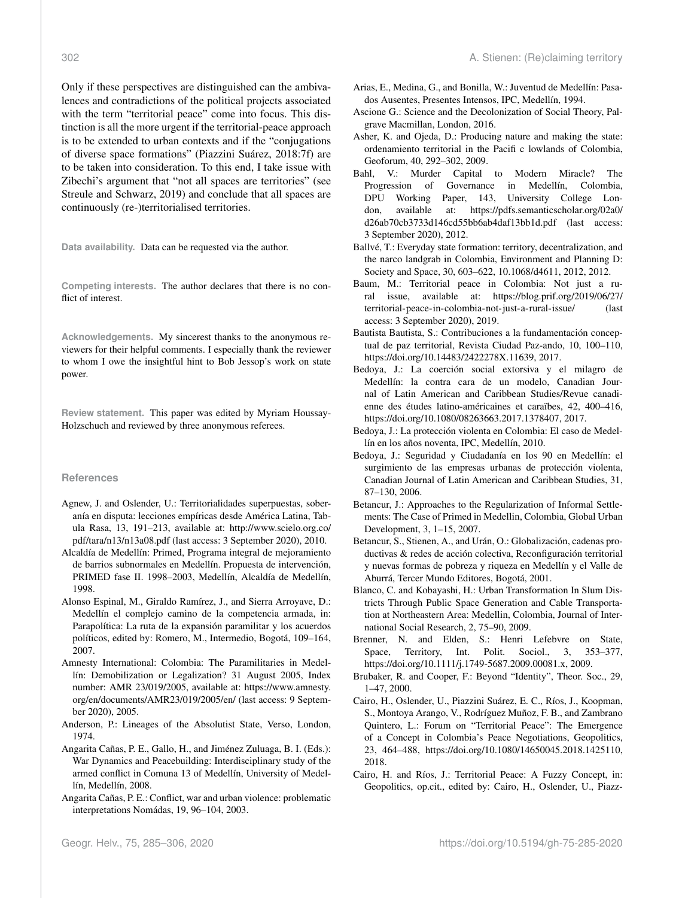Only if these perspectives are distinguished can the ambivalences and contradictions of the political projects associated with the term "territorial peace" come into focus. This distinction is all the more urgent if the territorial-peace approach is to be extended to urban contexts and if the "conjugations of diverse space formations" (Piazzini Suárez, 2018:7f) are to be taken into consideration. To this end, I take issue with Zibechi's argument that "not all spaces are territories" (see Streule and Schwarz, 2019) and conclude that all spaces are continuously (re-)territorialised territories.

**Data availability.** Data can be requested via the author.

**Competing interests.** The author declares that there is no conflict of interest.

**Acknowledgements.** My sincerest thanks to the anonymous reviewers for their helpful comments. I especially thank the reviewer to whom I owe the insightful hint to Bob Jessop's work on state power.

**Review statement.** This paper was edited by Myriam Houssay-Holzschuch and reviewed by three anonymous referees.

## References

Agnew, J. and Oslender, U.: Territorialidades superpuestas, soberanía en disputa: lecciones empíricas desde América Latina, Tabula Rasa, 13, 191–213, available at: http://www.scielo.org.co/pdf/tara/n13/n13a08.pdf (last access: 3 September 2020), 2010.

Alcaldía de Medellín: Primed, Programa integral de mejoramiento de barrios subnormales en Medellín. Propuesta de intervención, PRIMED fase II. 1998–2003, Medellín, Alcaldía de Medellín, 1998.

Alonso Espinal, M., Giraldo Ramírez, J., and Sierra Arroyave, D.: Medellín el complejo camino de la competencia armada, in: Parapolítica: La ruta de la expansión paramilitar y los acuerdos políticos, edited by: Romero, M., Intermedio, Bogotá, 109–164, 2007.

Amnesty International: Colombia: The Paramilitaries in Medellín: Demobilization or Legalization? 31 August 2005, Index number: AMR 23/019/2005, available at: https://www.amnesty.org/en/documents/AMR23/019/2005/en/ (last access: 9 September 2020), 2005.

Anderson, P.: Lineages of the Absolutist State, Verso, London, 1974.

Angarita Cañas, P. E., Gallo, H., and Jiménez Zuluaga, B. I. (Eds.): War Dynamics and Peacebuilding: Interdisciplinary study of the armed conflict in Comuna 13 of Medellín, University of Medellín, Medellín, 2008.

Angarita Cañas, P. E.: Conflict, war and urban violence: problematic interpretations Nomádas, 19, 96–104, 2003.

Arias, E., Medina, G., and Bonilla, W.: Juventud de Medellín: Pasados Ausentes, Presentes Intensos, IPC, Medellín, 1994.

Ascione G.: Science and the Decolonization of Social Theory, Palgrave Macmillan, London, 2016.

Asher, K. and Ojeda, D.: Producing nature and making the state: ordenamiento territorial in the Pacifi c lowlands of Colombia, Geoforum, 40, 292–302, 2009.

Bahl, V.: Murder Capital to Modern Miracle? The Progression of Governance in Medellín, Colombia, DPU Working Paper, 143, University College London, available at: https://pdfs.semanticscholar.org/02a0/d26ab70cb3733d146cd55bb6ab4daf13bb1d.pdf (last access: 3 September 2020), 2012.

Ballvé, T.: Everyday state formation: territory, decentralization, and the narco landgrab in Colombia, Environment and Planning D: Society and Space, 30, 603–622, 10.1068/d4611, 2012, 2012.

Baum, M.: Territorial peace in Colombia: Not just a rural issue, available at: https://blog.prif.org/2019/06/27/territorial-peace-in-colombia-not-just-a-rural-issue/ (last access: 3 September 2020), 2019.

Bautista Bautista, S.: Contribuciones a la fundamentación conceptual de paz territorial, Revista Ciudad Paz-ando, 10, 100–110, https://doi.org/10.14483/2422278X.11639, 2017.

Bedoya, J.: La coerción social extorsiva y el milagro de Medellín: la contra cara de un modelo, Canadian Journal of Latin American and Caribbean Studies/Revue canadienne des études latino-américaines et caraïbes, 42, 400–416, https://doi.org/10.1080/08263663.2017.1378407, 2017.

Bedoya, J.: La protección violenta en Colombia: El caso de Medellín en los años noventa, IPC, Medellín, 2010.

Bedoya, J.: Seguridad y Ciudadanía en los 90 en Medellín: el surgimiento de las empresas urbanas de protección violenta, Canadian Journal of Latin American and Caribbean Studies, 31, 87–130, 2006.

Betancur, J.: Approaches to the Regularization of Informal Settlements: The Case of Primed in Medellin, Colombia, Global Urban Development, 3, 1–15, 2007.

Betancur, S., Stienen, A., and Urán, O.: Globalización, cadenas productivas & redes de acción colectiva, Reconfiguración territorial y nuevas formas de pobreza y riqueza en Medellín y el Valle de Aburrá, Tercer Mundo Editores, Bogotá, 2001.

Blanco, C. and Kobayashi, H.: Urban Transformation In Slum Districts Through Public Space Generation and Cable Transportation at Northeastern Area: Medellin, Colombia, Journal of International Social Research, 2, 75–90, 2009.

Brenner, N. and Elden, S.: Henri Lefebvre on State, Space, Territory, Int. Polit. Sociol., 3, 353–377, https://doi.org/10.1111/j.1749-5687.2009.00081.x, 2009.

Brubaker, R. and Cooper, F.: Beyond "Identity", Theor. Soc., 29, 1–47, 2000.

Cairo, H., Oslender, U., Piazzini Suárez, E. C., Ríos, J., Koopman, S., Montoya Arango, V., Rodríguez Muñoz, F. B., and Zambrano Quintero, L.: Forum on "Territorial Peace": The Emergence of a Concept in Colombia's Peace Negotiations, Geopolitics, 23, 464–488, https://doi.org/10.1080/14650045.2018.1425110, 2018.

Cairo, H. and Ríos, J.: Territorial Peace: A Fuzzy Concept, in: Geopolitics, op.cit., edited by: Cairo, H., Oslender, U., Piazz-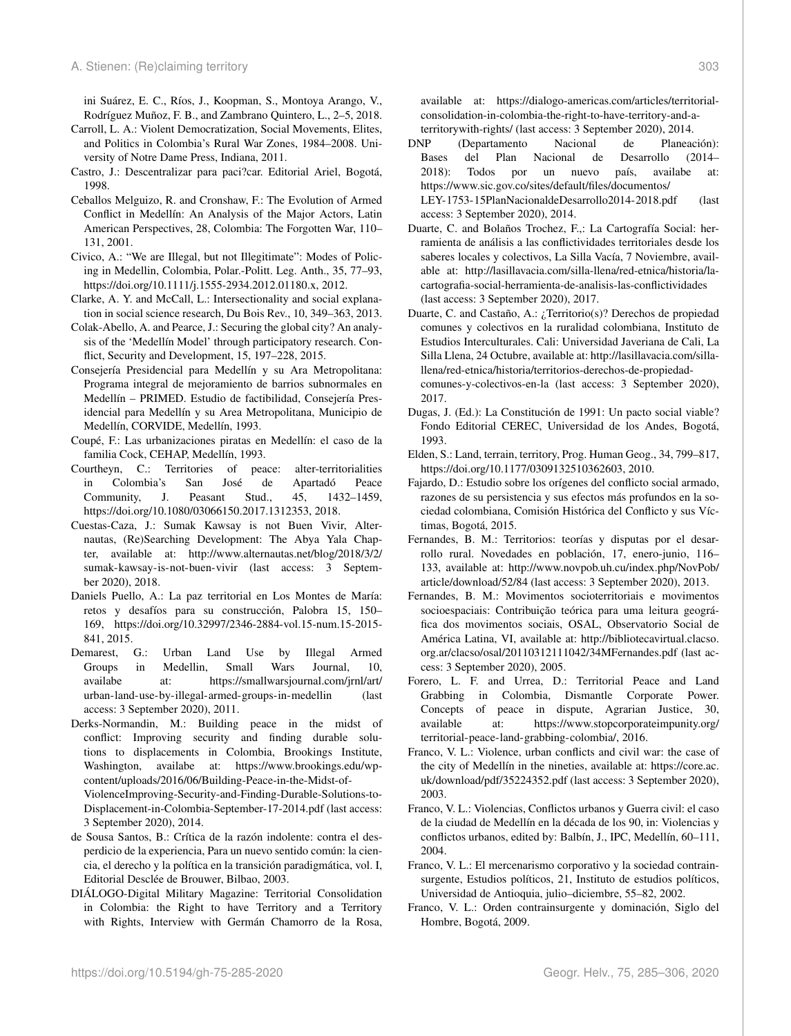ini Suárez, E. C., Ríos, J., Koopman, S., Montoya Arango, V., Rodríguez Muñoz, F. B., and Zambrano Quintero, L., 2–5, 2018.

Carroll, L. A.: Violent Democratization, Social Movements, Elites, and Politics in Colombia's Rural War Zones, 1984–2008. University of Notre Dame Press, Indiana, 2011.

Castro, J.: Descentralizar para paci?car. Editorial Ariel, Bogotá, 1998.

Ceballos Melguizo, R. and Cronshaw, F.: The Evolution of Armed Conflict in Medellín: An Analysis of the Major Actors, Latin American Perspectives, 28, Colombia: The Forgotten War, 110–131, 2001.

Civico, A.: "We are Illegal, but not Illegitimate": Modes of Policing in Medellin, Colombia, Polar.-Politt. Leg. Anth., 35, 77–93, https://doi.org/10.1111/j.1555-2934.2012.01180.x, 2012.

Clarke, A. Y. and McCall, L.: Intersectionality and social explanation in social science research, Du Bois Rev., 10, 349–363, 2013.

Colak-Abello, A. and Pearce, J.: Securing the global city? An analysis of the 'Medellín Model' through participatory research. Conflict, Security and Development, 15, 197–228, 2015.

Consejería Presidencial para Medellín y su Ara Metropolitana: Programa integral de mejoramiento de barrios subnormales en Medellín – PRIMED. Estudio de factibilidad, Consejería Presidencial para Medellín y su Area Metropolitana, Municipio de Medellín, CORVIDE, Medellín, 1993.

Coupé, F.: Las urbanizaciones piratas en Medellín: el caso de la familia Cock, CEHAP, Medellín, 1993.

Courtheyn, C.: Territories of peace: alter-territorialities in Colombia's San José de Apartadó Peace Community, J. Peasant Stud., 45, 1432–1459, https://doi.org/10.1080/03066150.2017.1312353, 2018.

Cuestas-Caza, J.: Sumak Kawsay is not Buen Vivir, Alternautas, (Re)Searching Development: The Abya Yala Chapter, available at: http://www.alternautas.net/blog/2018/3/2/sumak-kawsay-is-not-buen-vivir (last access: 3 September 2020), 2018.

Daniels Puello, A.: La paz territorial en Los Montes de María: retos y desafíos para su construcción, Palobra 15, 150–169, https://doi.org/10.32997/2346-2884-vol.15-num.15-2015-841, 2015.

Demarest, G.: Urban Land Use by Illegal Armed Groups in Medellin, Small Wars Journal, 10, availabe at: https://smallwarsjournal.com/jrnl/art/urban-land-use-by-illegal-armed-groups-in-medellin (last access: 3 September 2020), 2011.

Derks-Normandin, M.: Building peace in the midst of conflict: Improving security and finding durable solutions to displacements in Colombia, Brookings Institute, Washington, availabe at: https://www.brookings.edu/wp-content/uploads/2016/06/Building-Peace-in-the-Midst-of-ViolenceImproving-Security-and-Finding-Durable-Solutions-to-Displacement-in-Colombia-September-17-2014.pdf (last access: 3 September 2020), 2014.

de Sousa Santos, B.: Crítica de la razón indolente: contra el desperdicio de la experiencia, Para un nuevo sentido común: la ciencia, el derecho y la política en la transición paradigmática, vol. I, Editorial Desclée de Brouwer, Bilbao, 2003.

DIÁLOGO-Digital Military Magazine: Territorial Consolidation in Colombia: the Right to have Territory and a Territory with Rights, Interview with Germán Chamorro de la Rosa, available at: https://dialogo-americas.com/articles/territorial-consolidation-in-colombia-the-right-to-have-territory-and-a-territorywith-rights/ (last access: 3 September 2020), 2014.

DNP (Departamento Nacional de Planeación): Bases del Plan Nacional de Desarrollo (2014–2018): Todos por un nuevo país, availabe at: https://www.sic.gov.co/sites/default/files/documentos/LEY-1753-15PlanNacionaldeDesarrollo2014-2018.pdf (last access: 3 September 2020), 2014.

Duarte, C. and Bolaños Trochez, F.,: La Cartografía Social: herramienta de análisis a las conflictividades territoriales desde los saberes locales y colectivos, La Silla Vacía, 7 Noviembre, available at: http://lasillavacia.com/silla-llena/red-etnica/historia/la-cartografia-social-herramienta-de-analisis-las-conflictividades (last access: 3 September 2020), 2017.

Duarte, C. and Castaño, A.: ¿Territorio(s)? Derechos de propiedad comunes y colectivos en la ruralidad colombiana, Instituto de Estudios Interculturales. Cali: Universidad Javeriana de Cali, La Silla Llena, 24 Octubre, available at: http://lasillavacia.com/silla-llena/red-etnica/historia/territorios-derechos-de-propiedad-comunes-y-colectivos-en-la (last access: 3 September 2020), 2017.

Dugas, J. (Ed.): La Constitución de 1991: Un pacto social viable? Fondo Editorial CEREC, Universidad de los Andes, Bogotá, 1993.

Elden, S.: Land, terrain, territory, Prog. Human Geog., 34, 799–817, https://doi.org/10.1177/0309132510362603, 2010.

Fajardo, D.: Estudio sobre los orígenes del conflicto social armado, razones de su persistencia y sus efectos más profundos en la sociedad colombiana, Comisión Histórica del Conflicto y sus Víctimas, Bogotá, 2015.

Fernandes, B. M.: Territorios: teorías y disputas por el desarrollo rural. Novedades en población, 17, enero-junio, 116–133, available at: http://www.novpob.uh.cu/index.php/NovPob/article/download/52/84 (last access: 3 September 2020), 2013.

Fernandes, B. M.: Movimentos socioterritoriais e movimentos socioespaciais: Contribuição teórica para uma leitura geográfica dos movimentos sociais, OSAL, Observatorio Social de América Latina, VI, available at: http://bibliotecavirtual.clacso.org.ar/clacso/osal/20110312111042/34MFernandes.pdf (last access: 3 September 2020), 2005.

Forero, L. F. and Urrea, D.: Territorial Peace and Land Grabbing in Colombia, Dismantle Corporate Power. Concepts of peace in dispute, Agrarian Justice, 30, available at: https://www.stopcorporateimpunity.org/territorial-peace-land-grabbing-colombia/, 2016.

Franco, V. L.: Violence, urban conflicts and civil war: the case of the city of Medellín in the nineties, available at: https://core.ac.uk/download/pdf/35224352.pdf (last access: 3 September 2020), 2003.

Franco, V. L.: Violencias, Conflictos urbanos y Guerra civil: el caso de la ciudad de Medellín en la década de los 90, in: Violencias y conflictos urbanos, edited by: Balbín, J., IPC, Medellín, 60–111, 2004.

Franco, V. L.: El mercenarismo corporativo y la sociedad contrainsurgente, Estudios políticos, 21, Instituto de estudios políticos, Universidad de Antioquia, julio–diciembre, 55–82, 2002.

Franco, V. L.: Orden contrainsurgente y dominación, Siglo del Hombre, Bogotá, 2009.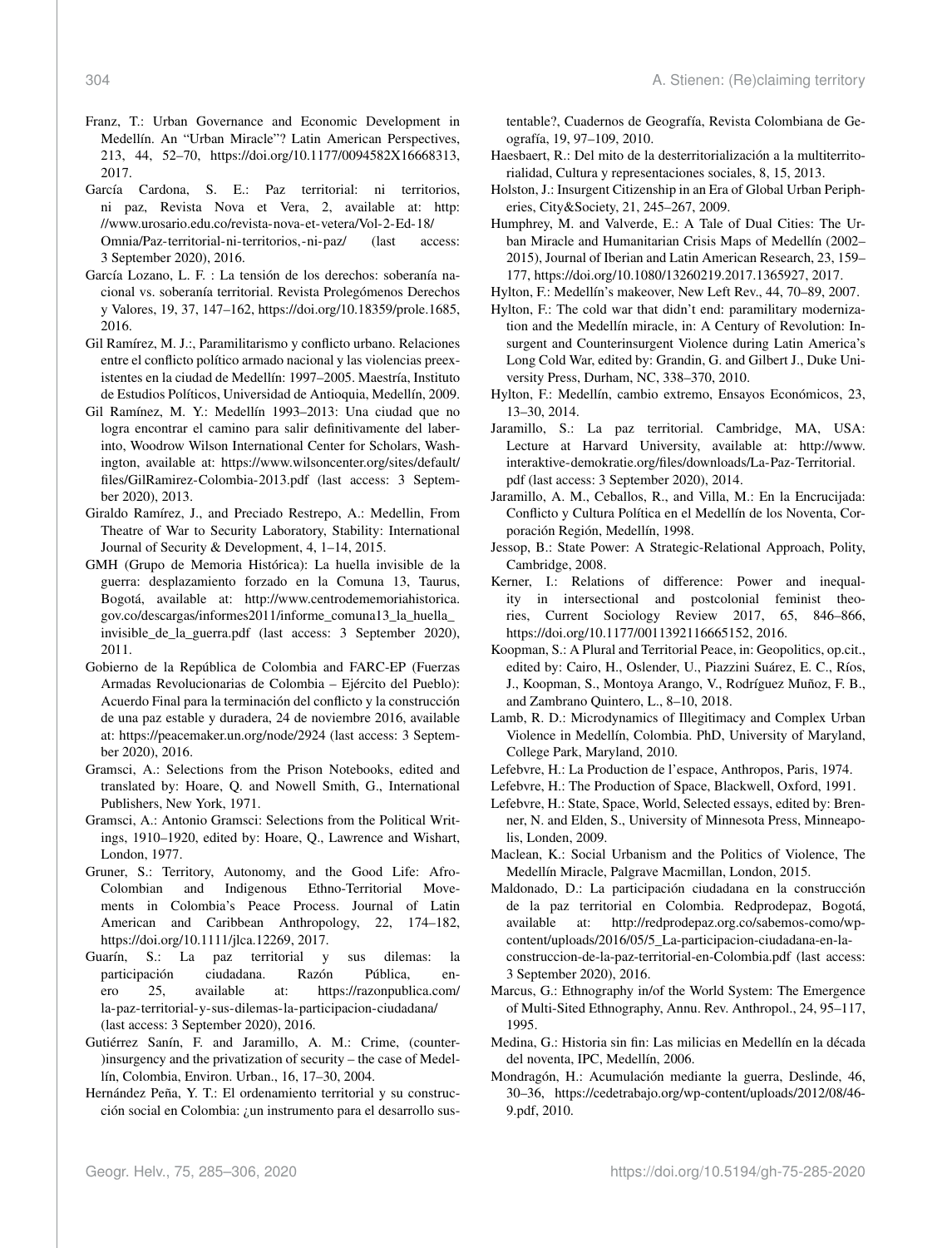- Franz, T.: Urban Governance and Economic Development in Medellín. An "Urban Miracle"? Latin American Perspectives, 213, 44, 52–70, https://doi.org/10.1177/0094582X16668313, 2017.
- García Cardona, S. E.: Paz territorial: ni territorios, ni paz, Revista Nova et Vera, 2, available at: http://www.urosario.edu.co/revista-nova-et-vetera/Vol-2-Ed-18/Omnia/Paz-territorial-ni-territorios,-ni-paz/ (last access: 3 September 2020), 2016.
- García Lozano, L. F. : La tensión de los derechos: soberanía nacional vs. soberanía territorial. Revista Prolegómenos Derechos y Valores, 19, 37, 147–162, https://doi.org/10.18359/prole.1685, 2016.
- Gil Ramírez, M. J.:, Paramilitarismo y conflicto urbano. Relaciones entre el conflicto político armado nacional y las violencias preexistentes en la ciudad de Medellín: 1997–2005. Maestría, Instituto de Estudios Políticos, Universidad de Antioquia, Medellín, 2009.
- Gil Ramínez, M. Y.: Medellín 1993–2013: Una ciudad que no logra encontrar el camino para salir definitivamente del laberinto, Woodrow Wilson International Center for Scholars, Washington, available at: https://www.wilsoncenter.org/sites/default/files/GilRamirez-Colombia-2013.pdf (last access: 3 September 2020), 2013.
- Giraldo Ramírez, J., and Preciado Restrepo, A.: Medellin, From Theatre of War to Security Laboratory, Stability: International Journal of Security & Development, 4, 1–14, 2015.
- GMH (Grupo de Memoria Histórica): La huella invisible de la guerra: desplazamiento forzado en la Comuna 13, Taurus, Bogotá, available at: http://www.centrodememoriahistorica.gov.co/descargas/informes2011/informe_comuna13_la_huella_invisible_de_la_guerra.pdf (last access: 3 September 2020), 2011.
- Gobierno de la República de Colombia and FARC-EP (Fuerzas Armadas Revolucionarias de Colombia – Ejército del Pueblo): Acuerdo Final para la terminación del conflicto y la construcción de una paz estable y duradera, 24 de noviembre 2016, available at: https://peacemaker.un.org/node/2924 (last access: 3 September 2020), 2016.
- Gramsci, A.: Selections from the Prison Notebooks, edited and translated by: Hoare, Q. and Nowell Smith, G., International Publishers, New York, 1971.
- Gramsci, A.: Antonio Gramsci: Selections from the Political Writings, 1910–1920, edited by: Hoare, Q., Lawrence and Wishart, London, 1977.
- Gruner, S.: Territory, Autonomy, and the Good Life: Afro-Colombian and Indigenous Ethno-Territorial Movements in Colombia's Peace Process. Journal of Latin American and Caribbean Anthropology, 22, 174–182, https://doi.org/10.1111/jlca.12269, 2017.
- Guarín, S.: La paz territorial y sus dilemas: la participación ciudadana. Razón Pública, enero 25, available at: https://razonpublica.com/la-paz-territorial-y-sus-dilemas-la-participacion-ciudadana/ (last access: 3 September 2020), 2016.
- Gutiérrez Sanín, F. and Jaramillo, A. M.: Crime, (counter-)insurgency and the privatization of security – the case of Medellín, Colombia, Environ. Urban., 16, 17–30, 2004.
- Hernández Peña, Y. T.: El ordenamiento territorial y su construcción social en Colombia: ¿un instrumento para el desarrollo sustentable?, Cuadernos de Geografía, Revista Colombiana de Geografía, 19, 97–109, 2010.
- Haesbaert, R.: Del mito de la desterritorialización a la multiterritorialidad, Cultura y representaciones sociales, 8, 15, 2013.
- Holston, J.: Insurgent Citizenship in an Era of Global Urban Peripheries, City&Society, 21, 245–267, 2009.
- Humphrey, M. and Valverde, E.: A Tale of Dual Cities: The Urban Miracle and Humanitarian Crisis Maps of Medellín (2002–2015), Journal of Iberian and Latin American Research, 23, 159–177, https://doi.org/10.1080/13260219.2017.1365927, 2017.
- Hylton, F.: Medellín's makeover, New Left Rev., 44, 70–89, 2007.
- Hylton, F.: The cold war that didn't end: paramilitary modernization and the Medellín miracle, in: A Century of Revolution: Insurgent and Counterinsurgent Violence during Latin America's Long Cold War, edited by: Grandin, G. and Gilbert J., Duke University Press, Durham, NC, 338–370, 2010.
- Hylton, F.: Medellín, cambio extremo, Ensayos Económicos, 23, 13–30, 2014.
- Jaramillo, S.: La paz territorial. Cambridge, MA, USA: Lecture at Harvard University, available at: http://www.interaktive-demokratie.org/files/downloads/La-Paz-Territorial.pdf (last access: 3 September 2020), 2014.
- Jaramillo, A. M., Ceballos, R., and Villa, M.: En la Encrucijada: Conflicto y Cultura Política en el Medellín de los Noventa, Corporación Región, Medellín, 1998.
- Jessop, B.: State Power: A Strategic-Relational Approach, Polity, Cambridge, 2008.
- Kerner, I.: Relations of difference: Power and inequality in intersectional and postcolonial feminist theories, Current Sociology Review 2017, 65, 846–866, https://doi.org/10.1177/0011392116665152, 2016.
- Koopman, S.: A Plural and Territorial Peace, in: Geopolitics, op.cit., edited by: Cairo, H., Oslender, U., Piazzini Suárez, E. C., Ríos, J., Koopman, S., Montoya Arango, V., Rodríguez Muñoz, F. B., and Zambrano Quintero, L., 8–10, 2018.
- Lamb, R. D.: Microdynamics of Illegitimacy and Complex Urban Violence in Medellín, Colombia. PhD, University of Maryland, College Park, Maryland, 2010.
- Lefebvre, H.: La Production de l'espace, Anthropos, Paris, 1974.
- Lefebvre, H.: The Production of Space, Blackwell, Oxford, 1991.
- Lefebvre, H.: State, Space, World, Selected essays, edited by: Brenner, N. and Elden, S., University of Minnesota Press, Minneapolis, Londen, 2009.
- Maclean, K.: Social Urbanism and the Politics of Violence, The Medellín Miracle, Palgrave Macmillan, London, 2015.
- Maldonado, D.: La participación ciudadana en la construcción de la paz territorial en Colombia. Redprodepaz, Bogotá, available at: http://redprodepaz.org.co/sabemos-como/wp-content/uploads/2016/05/5_La-participacion-ciudadana-en-la-construccion-de-la-paz-territorial-en-Colombia.pdf (last access: 3 September 2020), 2016.
- Marcus, G.: Ethnography in/of the World System: The Emergence of Multi-Sited Ethnography, Annu. Rev. Anthropol., 24, 95–117, 1995.
- Medina, G.: Historia sin fin: Las milicias en Medellín en la década del noventa, IPC, Medellín, 2006.
- Mondragón, H.: Acumulación mediante la guerra, Deslinde, 46, 30–36, https://cedetrabajo.org/wp-content/uploads/2012/08/46-9.pdf, 2010.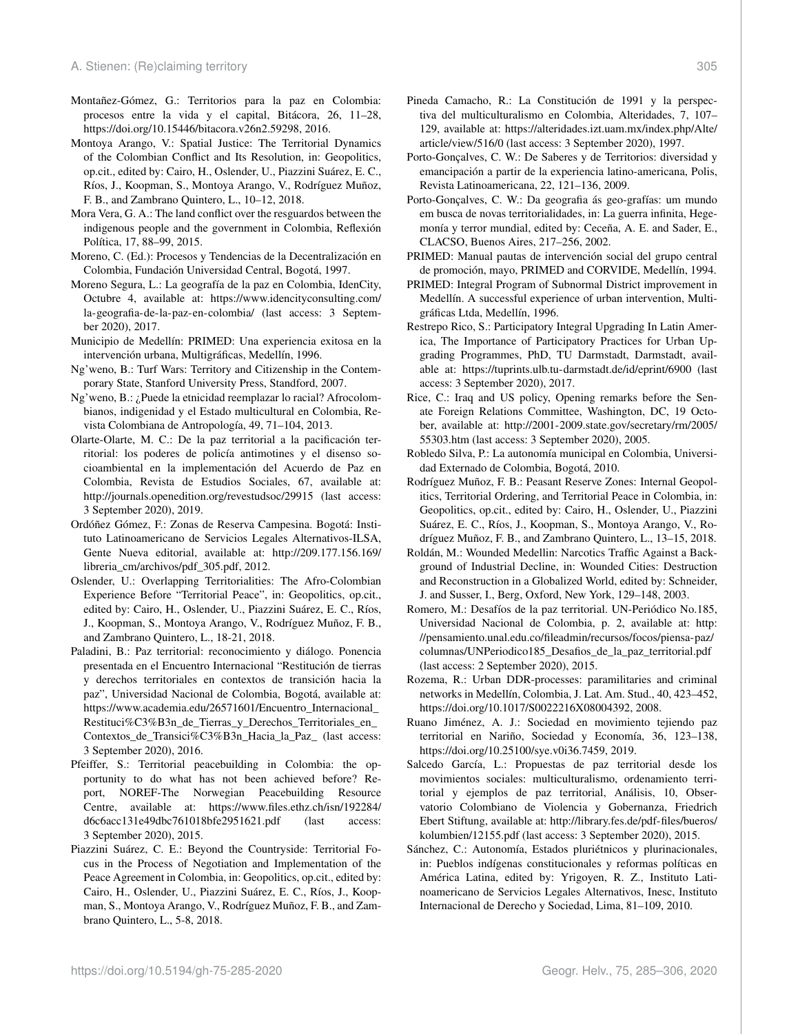Montañez-Gómez, G.: Territorios para la paz en Colombia: procesos entre la vida y el capital, Bitácora, 26, 11–28, https://doi.org/10.15446/bitacora.v26n2.59298, 2016.

Montoya Arango, V.: Spatial Justice: The Territorial Dynamics of the Colombian Conflict and Its Resolution, in: Geopolitics, op.cit., edited by: Cairo, H., Oslender, U., Piazzini Suárez, E. C., Ríos, J., Koopman, S., Montoya Arango, V., Rodríguez Muñoz, F. B., and Zambrano Quintero, L., 10–12, 2018.

Mora Vera, G. A.: The land conflict over the resguardos between the indigenous people and the government in Colombia, Reflexión Política, 17, 88–99, 2015.

Moreno, C. (Ed.): Procesos y Tendencias de la Decentralización en Colombia, Fundación Universidad Central, Bogotá, 1997.

Moreno Segura, L.: La geografía de la paz en Colombia, IdenCity, Octubre 4, available at: https://www.idencityconsulting.com/la-geografia-de-la-paz-en-colombia/ (last access: 3 September 2020), 2017.

Municipio de Medellín: PRIMED: Una experiencia exitosa en la intervención urbana, Multigráficas, Medellín, 1996.

Ng'weno, B.: Turf Wars: Territory and Citizenship in the Contemporary State, Stanford University Press, Standford, 2007.

Ng'weno, B.: ¿Puede la etnicidad reemplazar lo racial? Afrocolombianos, indigenidad y el Estado multicultural en Colombia, Revista Colombiana de Antropología, 49, 71–104, 2013.

Olarte-Olarte, M. C.: De la paz territorial a la pacificación territorial: los poderes de policía antimotines y el disenso socioambiental en la implementación del Acuerdo de Paz en Colombia, Revista de Estudios Sociales, 67, available at: http://journals.openedition.org/revestudsoc/29915 (last access: 3 September 2020), 2019.

Ordóñez Gómez, F.: Zonas de Reserva Campesina. Bogotá: Instituto Latinoamericano de Servicios Legales Alternativos-ILSA, Gente Nueva editorial, available at: http://209.177.156.169/libreria_cm/archivos/pdf_305.pdf, 2012.

Oslender, U.: Overlapping Territorialities: The Afro-Colombian Experience Before "Territorial Peace", in: Geopolitics, op.cit., edited by: Cairo, H., Oslender, U., Piazzini Suárez, E. C., Ríos, J., Koopman, S., Montoya Arango, V., Rodríguez Muñoz, F. B., and Zambrano Quintero, L., 18-21, 2018.

Paladini, B.: Paz territorial: reconocimiento y diálogo. Ponencia presentada en el Encuentro Internacional "Restitución de tierras y derechos territoriales en contextos de transición hacia la paz", Universidad Nacional de Colombia, Bogotá, available at: https://www.academia.edu/26571601/Encuentro_Internacional_Restituci%C3%B3n_de_Tierras_y_Derechos_Territoriales_en_Contextos_de_Transici%C3%B3n_Hacia_la_Paz_ (last access: 3 September 2020), 2016.

Pfeiffer, S.: Territorial peacebuilding in Colombia: the opportunity to do what has not been achieved before? Report, NOREF-The Norwegian Peacebuilding Resource Centre, available at: https://www.files.ethz.ch/isn/192284/d6c6acc131e49dbc761018bfe2951621.pdf (last access: 3 September 2020), 2015.

Piazzini Suárez, C. E.: Beyond the Countryside: Territorial Focus in the Process of Negotiation and Implementation of the Peace Agreement in Colombia, in: Geopolitics, op.cit., edited by: Cairo, H., Oslender, U., Piazzini Suárez, E. C., Ríos, J., Koopman, S., Montoya Arango, V., Rodríguez Muñoz, F. B., and Zambrano Quintero, L., 5-8, 2018.

Pineda Camacho, R.: La Constitución de 1991 y la perspectiva del multiculturalismo en Colombia, Alteridades, 7, 107–129, available at: https://alteridades.izt.uam.mx/index.php/Alte/article/view/516/0 (last access: 3 September 2020), 1997.

Porto-Gonçalves, C. W.: De Saberes y de Territorios: diversidad y emancipación a partir de la experiencia latino-americana, Polis, Revista Latinoamericana, 22, 121–136, 2009.

Porto-Gonçalves, C. W.: Da geografia ás geo-grafías: um mundo em busca de novas territorialidades, in: La guerra infinita, Hegemonía y terror mundial, edited by: Ceceña, A. E. and Sader, E., CLACSO, Buenos Aires, 217–256, 2002.

PRIMED: Manual pautas de intervención social del grupo central de promoción, mayo, PRIMED and CORVIDE, Medellín, 1994.

PRIMED: Integral Program of Subnormal District improvement in Medellín. A successful experience of urban intervention, Multigráficas Ltda, Medellín, 1996.

Restrepo Rico, S.: Participatory Integral Upgrading In Latin America, The Importance of Participatory Practices for Urban Upgrading Programmes, PhD, TU Darmstadt, Darmstadt, available at: https://tuprints.ulb.tu-darmstadt.de/id/eprint/6900 (last access: 3 September 2020), 2017.

Rice, C.: Iraq and US policy, Opening remarks before the Senate Foreign Relations Committee, Washington, DC, 19 October, available at: http://2001-2009.state.gov/secretary/rm/2005/55303.htm (last access: 3 September 2020), 2005.

Robledo Silva, P.: La autonomía municipal en Colombia, Universidad Externado de Colombia, Bogotá, 2010.

Rodríguez Muñoz, F. B.: Peasant Reserve Zones: Internal Geopolitics, Territorial Ordering, and Territorial Peace in Colombia, in: Geopolitics, op.cit., edited by: Cairo, H., Oslender, U., Piazzini Suárez, E. C., Ríos, J., Koopman, S., Montoya Arango, V., Rodríguez Muñoz, F. B., and Zambrano Quintero, L., 13–15, 2018.

Roldán, M.: Wounded Medellin: Narcotics Traffic Against a Background of Industrial Decline, in: Wounded Cities: Destruction and Reconstruction in a Globalized World, edited by: Schneider, J. and Susser, I., Berg, Oxford, New York, 129–148, 2003.

Romero, M.: Desafíos de la paz territorial. UN-Periódico No.185, Universidad Nacional de Colombia, p. 2, available at: http://pensamiento.unal.edu.co/fileadmin/recursos/focos/piensa-paz/columnas/UNPeriodico185_Desafios_de_la_paz_territorial.pdf (last access: 2 September 2020), 2015.

Rozema, R.: Urban DDR-processes: paramilitaries and criminal networks in Medellín, Colombia, J. Lat. Am. Stud., 40, 423–452, https://doi.org/10.1017/S0022216X08004392, 2008.

Ruano Jiménez, A. J.: Sociedad en movimiento tejiendo paz territorial en Nariño, Sociedad y Economía, 36, 123–138, https://doi.org/10.25100/sye.v0i36.7459, 2019.

Salcedo García, L.: Propuestas de paz territorial desde los movimientos sociales: multiculturalismo, ordenamiento territorial y ejemplos de paz territorial, Análisis, 10, Observatorio Colombiano de Violencia y Gobernanza, Friedrich Ebert Stiftung, available at: http://library.fes.de/pdf-files/bueros/kolumbien/12155.pdf (last access: 3 September 2020), 2015.

Sánchez, C.: Autonomía, Estados pluriétnicos y plurinacionales, in: Pueblos indígenas constitucionales y reformas políticas en América Latina, edited by: Yrigoyen, R. Z., Instituto Latinoamericano de Servicios Legales Alternativos, Inesc, Instituto Internacional de Derecho y Sociedad, Lima, 81–109, 2010.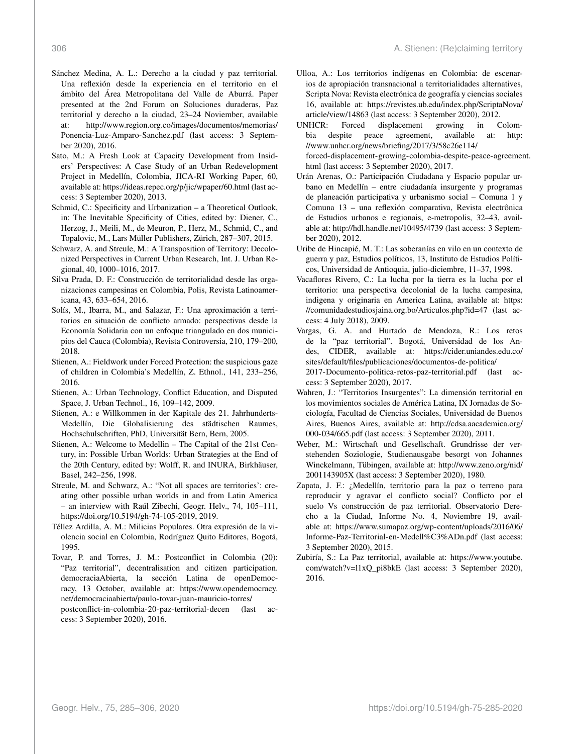Sánchez Medina, A. L.: Derecho a la ciudad y paz territorial. Una reflexión desde la experiencia en el territorio en el ámbito del Área Metropolitana del Valle de Aburrá. Paper presented at the 2nd Forum on Soluciones duraderas, Paz territorial y derecho a la ciudad, 23–24 Noviember, available at: http://www.region.org.co/images/documentos/memorias/Ponencia-Luz-Amparo-Sanchez.pdf (last access: 3 September 2020), 2016.

Sato, M.: A Fresh Look at Capacity Development from Insiders' Perspectives: A Case Study of an Urban Redevelopment Project in Medellín, Colombia, JICA-RI Working Paper, 60, available at: https://ideas.repec.org/p/jic/wpaper/60.html (last access: 3 September 2020), 2013.

Schmid, C.: Specificity and Urbanization – a Theoretical Outlook, in: The Inevitable Specificity of Cities, edited by: Diener, C., Herzog, J., Meili, M., de Meuron, P., Herz, M., Schmid, C., and Topalovic, M., Lars Müller Publishers, Zürich, 287–307, 2015.

Schwarz, A. and Streule, M.: A Transposition of Territory: Decolonized Perspectives in Current Urban Research, Int. J. Urban Regional, 40, 1000–1016, 2017.

Silva Prada, D. F.: Construcción de territorialidad desde las organizaciones campesinas en Colombia, Polis, Revista Latinoamericana, 43, 633–654, 2016.

Solís, M., Ibarra, M., and Salazar, F.: Una aproximación a territorios en situación de conflicto armado: perspectivas desde la Economía Solidaria con un enfoque triangulado en dos municipios del Cauca (Colombia), Revista Controversia, 210, 179–200, 2018.

Stienen, A.: Fieldwork under Forced Protection: the suspicious gaze of children in Colombia's Medellín, Z. Ethnol., 141, 233–256, 2016.

Stienen, A.: Urban Technology, Conflict Education, and Disputed Space, J. Urban Technol., 16, 109–142, 2009.

Stienen, A.: e Willkommen in der Kapitale des 21. Jahrhunderts-Medellín, Die Globalisierung des städtischen Raumes, Hochschulschriften, PhD, Universität Bern, Bern, 2005.

Stienen, A.: Welcome to Medellin – The Capital of the 21st Century, in: Possible Urban Worlds: Urban Strategies at the End of the 20th Century, edited by: Wolff, R. and INURA, Birkhäuser, Basel, 242–256, 1998.

Streule, M. and Schwarz, A.: "Not all spaces are territories': creating other possible urban worlds in and from Latin America – an interview with Raúl Zibechi, Geogr. Helv., 74, 105–111, https://doi.org/10.5194/gh-74-105-2019, 2019.

Téllez Ardilla, A. M.: Milicias Populares. Otra expresión de la violencia social en Colombia, Rodríguez Quito Editores, Bogotá, 1995.

Tovar, P. and Torres, J. M.: Postconflict in Colombia (20): "Paz territorial", decentralisation and citizen participation. democraciaAbierta, la sección Latina de openDemocracy, 13 October, available at: https://www.opendemocracy.net/democraciaabierta/paulo-tovar-juan-mauricio-torres/postconflict-in-colombia-20-paz-territorial-decen (last access: 3 September 2020), 2016.

Ulloa, A.: Los territorios indígenas en Colombia: de escenarios de apropiación transnacional a territorialidades alternatives, Scripta Nova: Revista electrónica de geografía y ciencias sociales 16, available at: https://revistes.ub.edu/index.php/ScriptaNova/article/view/14863 (last access: 3 September 2020), 2012.

UNHCR: Forced displacement growing in Colombia despite peace agreement, available at: http://www.unhcr.org/news/briefing/2017/3/58c26e114/forced-displacement-growing-colombia-despite-peace-agreement.html (last access: 3 September 2020), 2017.

Urán Arenas, O.: Participación Ciudadana y Espacio popular urbano en Medellín – entre ciudadanía insurgente y programas de planeación participativa y urbanismo social – Comuna 1 y Comuna 13 – una reflexión comparativa, Revista electrônica de Estudios urbanos e regionais, e-metropolis, 32–43, available at: http://hdl.handle.net/10495/4739 (last access: 3 September 2020), 2012.

Uribe de Hincapié, M. T.: Las soberanías en vilo en un contexto de guerra y paz, Estudios políticos, 13, Instituto de Estudios Políticos, Universidad de Antioquia, julio-diciembre, 11–37, 1998.

Vacaflores Rivero, C.: La lucha por la tierra es la lucha por el territorio: una perspectiva decolonial de la lucha campesina, indigena y originaria en America Latina, available at: https://comunidadestudiosjaina.org.bo/Articulos.php?id=47 (last access: 4 July 2018), 2009.

Vargas, G. A. and Hurtado de Mendoza, R.: Los retos de la "paz territorial". Bogotá, Universidad de los Andes, CIDER, available at: https://cider.uniandes.edu.co/sites/default/files/publicaciones/documentos-de-politica/2017-Documento-politica-retos-paz-territorial.pdf (last access: 3 September 2020), 2017.

Wahren, J.: "Territorios Insurgentes": La dimensión territorial en los movimientos sociales de América Latina, IX Jornadas de Sociología, Facultad de Ciencias Sociales, Universidad de Buenos Aires, Buenos Aires, available at: http://cdsa.aacademica.org/000-034/665.pdf (last access: 3 September 2020), 2011.

Weber, M.: Wirtschaft und Gesellschaft. Grundrisse der verstehenden Soziologie, Studienausgabe besorgt von Johannes Winckelmann, Tübingen, available at: http://www.zeno.org/nid/2001143905X (last access: 3 September 2020), 1980.

Zapata, J. F.: ¿Medellín, territorio para la paz o terreno para reproducir y agravar el conflicto social? Conflicto por el suelo Vs construcción de paz territorial. Observatorio Derecho a la Ciudad, Informe No. 4, Noviembre 19, available at: https://www.sumapaz.org/wp-content/uploads/2016/06/Informe-Paz-Territorial-en-Medell%C3%ADn.pdf (last access: 3 September 2020), 2015.

Zubiría, S.: La Paz territorial, available at: https://www.youtube.com/watch?v=l1xQ_pi8bkE (last access: 3 September 2020), 2016.